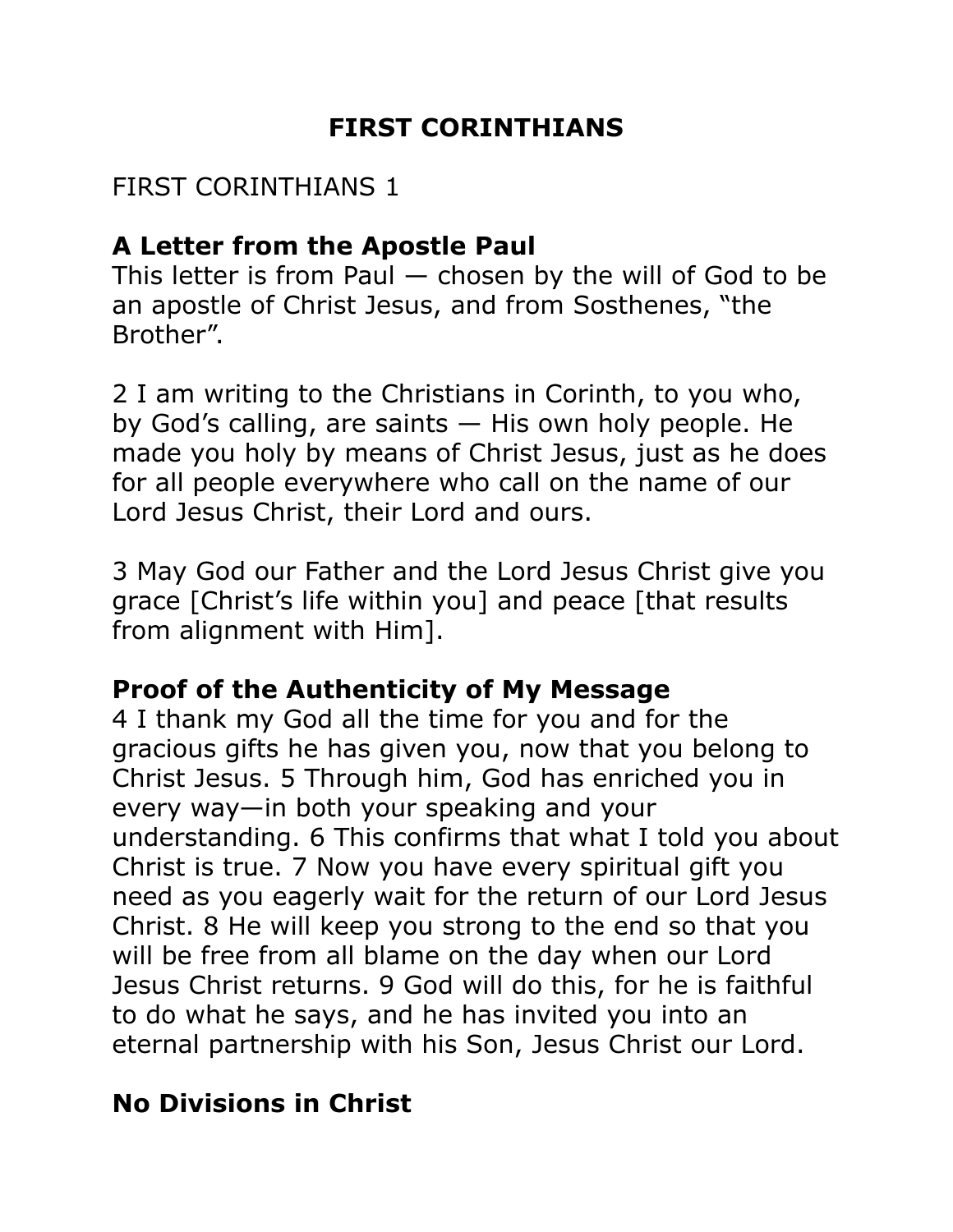# FIRST CORINTHIANS

FIRST CORINTHIANS 1

## A Letter from the Apostle Paul

This letter is from Paul — chosen by the will of God to be an apostle of Christ Jesus, and from Sosthenes, "the Brother".

2 I am writing to the Christians in Corinth, to you who, by God's calling, are saints — His own holy people. He made you holy by means of Christ Jesus, just as he does for all people everywhere who call on the name of our Lord Jesus Christ, their Lord and ours.

3 May God our Father and the Lord Jesus Christ give you grace [Christ's life within you] and peace [that results from alignment with Him].

## Proof of the Authenticity of My Message

4 I thank my God all the time for you and for the gracious gifts he has given you, now that you belong to Christ Jesus. 5 Through him, God has enriched you in every way—in both your speaking and your understanding. 6 This confirms that what I told you about Christ is true. 7 Now you have every spiritual gift you need as you eagerly wait for the return of our Lord Jesus Christ. 8 He will keep you strong to the end so that you will be free from all blame on the day when our Lord Jesus Christ returns. 9 God will do this, for he is faithful to do what he says, and he has invited you into an eternal partnership with his Son, Jesus Christ our Lord.

## No Divisions in Christ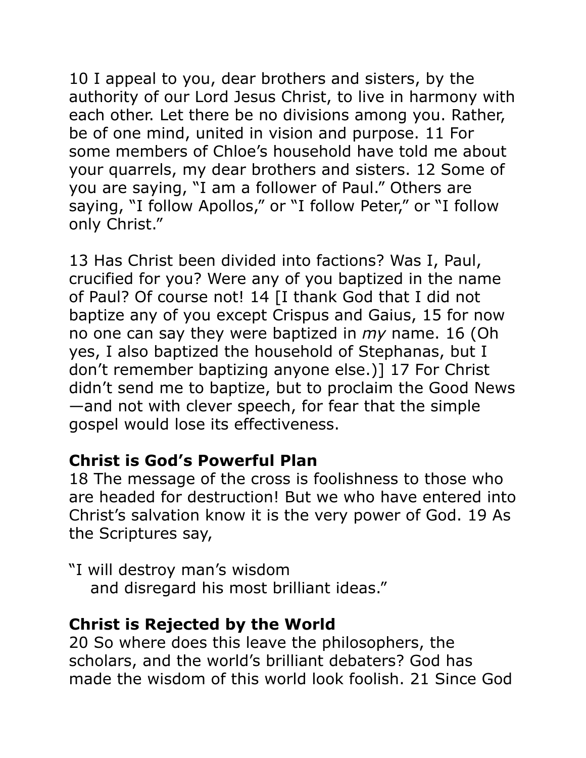10 I appeal to you, dear brothers and sisters, by the authority of our Lord Jesus Christ, to live in harmony with each other. Let there be no divisions among you. Rather, be of one mind, united in vision and purpose. 11 For some members of Chloe's household have told me about your quarrels, my dear brothers and sisters. 12 Some of you are saying, "I am a follower of Paul." Others are saying, "I follow Apollos," or "I follow Peter," or "I follow only Christ."

13 Has Christ been divided into factions? Was I, Paul, crucified for you? Were any of you baptized in the name of Paul? Of course not! 14 [I thank God that I did not baptize any of you except Crispus and Gaius, 15 for now no one can say they were baptized in *my* name. 16 (Oh yes, I also baptized the household of Stephanas, but I don't remember baptizing anyone else.)] 17 For Christ didn't send me to baptize, but to proclaim the Good News—and not with clever speech, for fear that the simple gospel would lose its effectiveness.

**Christ is God's Powerful Plan**

18 The message of the cross is foolishness to those who are headed for destruction! But we who have entered into Christ's salvation know it is the very power of God. 19 As the Scriptures say,

"I will destroy man's wisdom
and disregard his most brilliant ideas."

**Christ is Rejected by the World**

20 So where does this leave the philosophers, the scholars, and the world's brilliant debaters? God has made the wisdom of this world look foolish. 21 Since God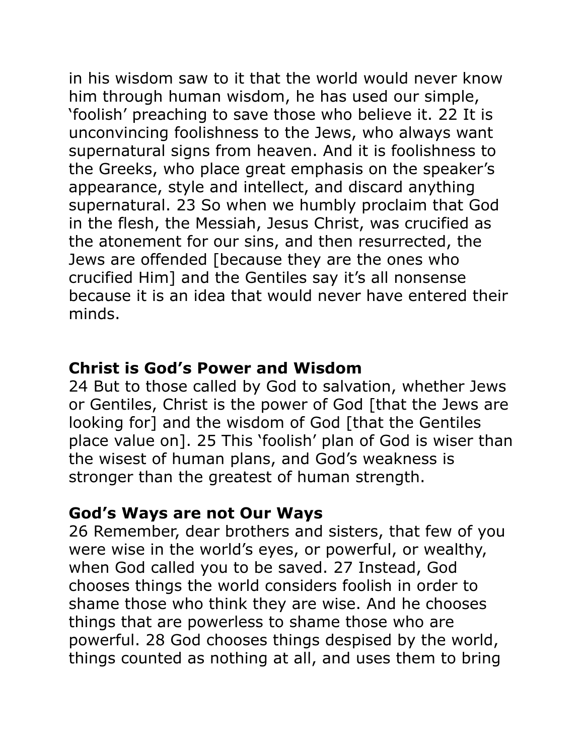in his wisdom saw to it that the world would never know him through human wisdom, he has used our simple, 'foolish' preaching to save those who believe it. 22 It is unconvincing foolishness to the Jews, who always want supernatural signs from heaven. And it is foolishness to the Greeks, who place great emphasis on the speaker's appearance, style and intellect, and discard anything supernatural. 23 So when we humbly proclaim that God in the flesh, the Messiah, Jesus Christ, was crucified as the atonement for our sins, and then resurrected, the Jews are offended [because they are the ones who crucified Him] and the Gentiles say it's all nonsense because it is an idea that would never have entered their minds.

**Christ is God's Power and Wisdom**

24 But to those called by God to salvation, whether Jews or Gentiles, Christ is the power of God [that the Jews are looking for] and the wisdom of God [that the Gentiles place value on]. 25 This 'foolish' plan of God is wiser than the wisest of human plans, and God's weakness is stronger than the greatest of human strength.

**God's Ways are not Our Ways**

26 Remember, dear brothers and sisters, that few of you were wise in the world's eyes, or powerful, or wealthy, when God called you to be saved. 27 Instead, God chooses things the world considers foolish in order to shame those who think they are wise. And he chooses things that are powerless to shame those who are powerful. 28 God chooses things despised by the world, things counted as nothing at all, and uses them to bring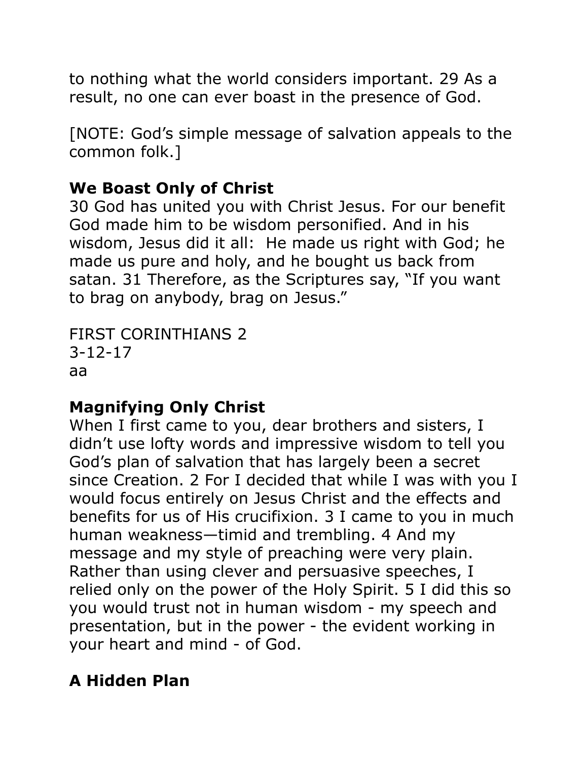to nothing what the world considers important. 29 As a result, no one can ever boast in the presence of God.

[NOTE: God's simple message of salvation appeals to the common folk.]

**We Boast Only of Christ**

30 God has united you with Christ Jesus. For our benefit God made him to be wisdom personified. And in his wisdom, Jesus did it all: He made us right with God; he made us pure and holy, and he bought us back from satan. 31 Therefore, as the Scriptures say, "If you want to brag on anybody, brag on Jesus."

FIRST CORINTHIANS 2
3-12-17
aa

**Magnifying Only Christ**

When I first came to you, dear brothers and sisters, I didn't use lofty words and impressive wisdom to tell you God's plan of salvation that has largely been a secret since Creation. 2 For I decided that while I was with you I would focus entirely on Jesus Christ and the effects and benefits for us of His crucifixion. 3 I came to you in much human weakness—timid and trembling. 4 And my message and my style of preaching were very plain. Rather than using clever and persuasive speeches, I relied only on the power of the Holy Spirit. 5 I did this so you would trust not in human wisdom - my speech and presentation, but in the power - the evident working in your heart and mind - of God.

**A Hidden Plan**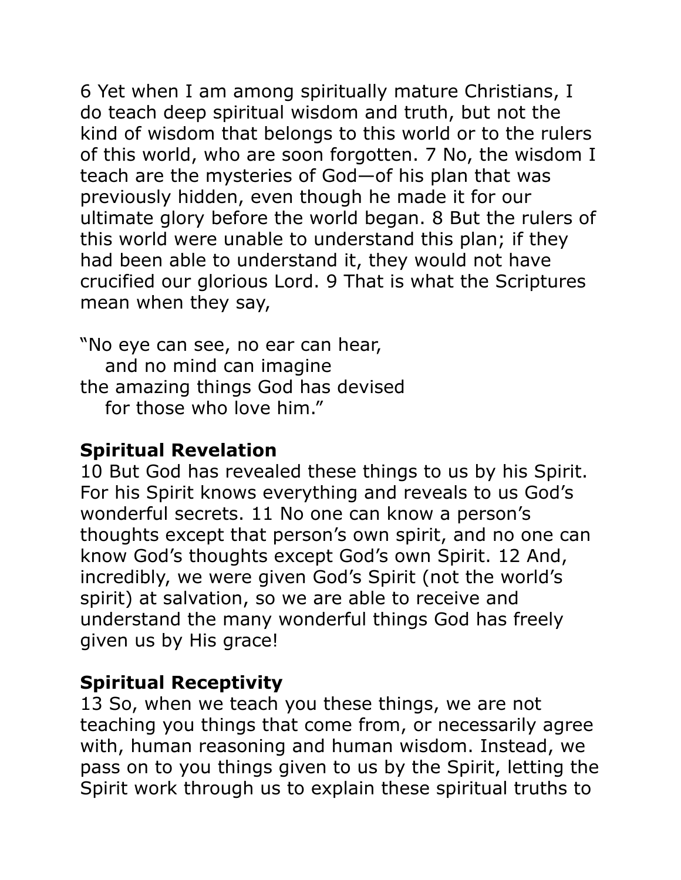6 Yet when I am among spiritually mature Christians, I do teach deep spiritual wisdom and truth, but not the kind of wisdom that belongs to this world or to the rulers of this world, who are soon forgotten. 7 No, the wisdom I teach are the mysteries of God—of his plan that was previously hidden, even though he made it for our ultimate glory before the world began. 8 But the rulers of this world were unable to understand this plan; if they had been able to understand it, they would not have crucified our glorious Lord. 9 That is what the Scriptures mean when they say,

"No eye can see, no ear can hear,  
  and no mind can imagine  
the amazing things God has devised  
  for those who love him."

**Spiritual Revelation**

10 But God has revealed these things to us by his Spirit. For his Spirit knows everything and reveals to us God's wonderful secrets. 11 No one can know a person's thoughts except that person's own spirit, and no one can know God's thoughts except God's own Spirit. 12 And, incredibly, we were given God's Spirit (not the world's spirit) at salvation, so we are able to receive and understand the many wonderful things God has freely given us by His grace!

**Spiritual Receptivity**

13 So, when we teach you these things, we are not teaching you things that come from, or necessarily agree with, human reasoning and human wisdom. Instead, we pass on to you things given to us by the Spirit, letting the Spirit work through us to explain these spiritual truths to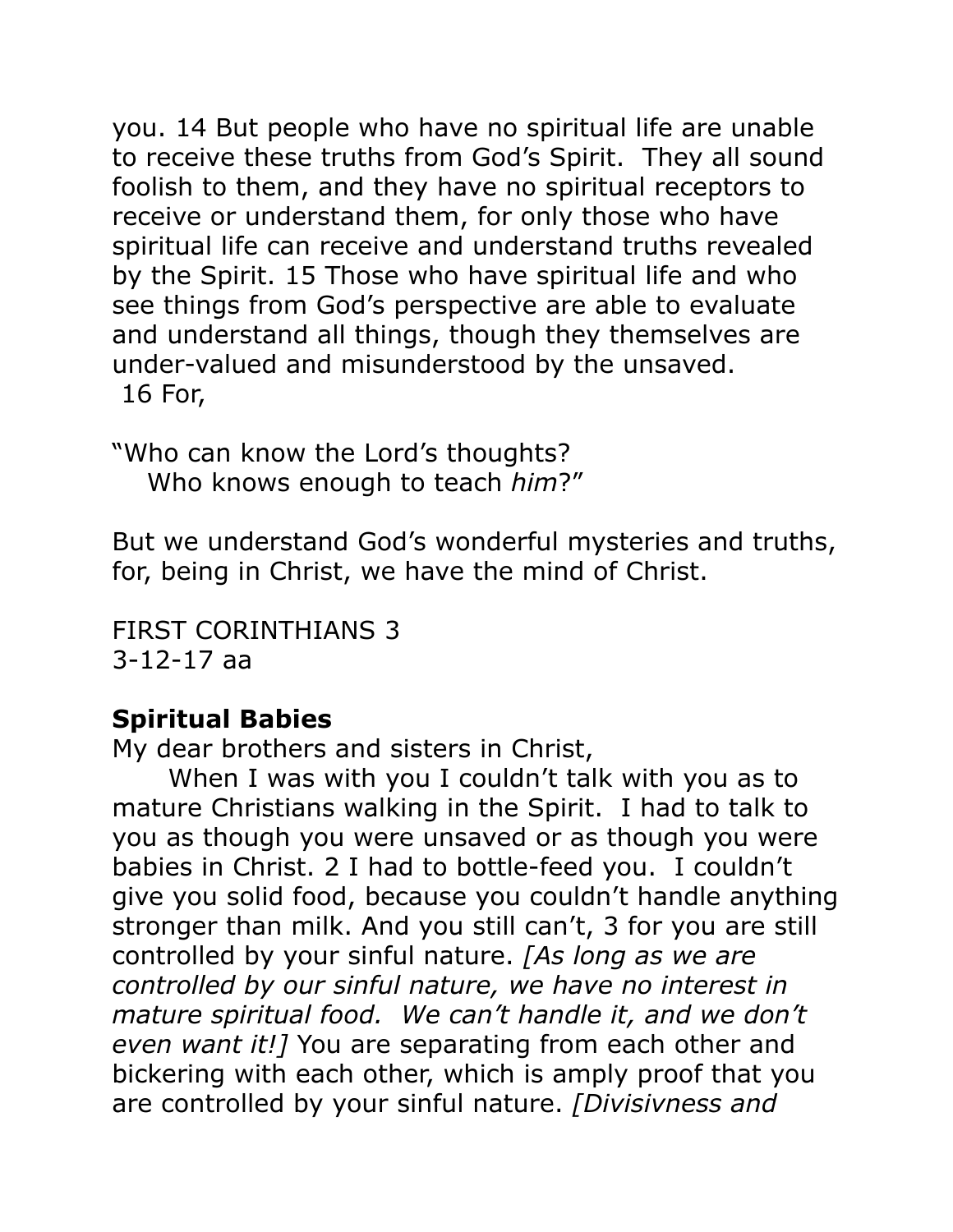you. 14 But people who have no spiritual life are unable to receive these truths from God's Spirit. They all sound foolish to them, and they have no spiritual receptors to receive or understand them, for only those who have spiritual life can receive and understand truths revealed by the Spirit. 15 Those who have spiritual life and who see things from God's perspective are able to evaluate and understand all things, though they themselves are under-valued and misunderstood by the unsaved.
16 For,

"Who can know the Lord's thoughts?
Who knows enough to teach *him*?"

But we understand God's wonderful mysteries and truths, for, being in Christ, we have the mind of Christ.

FIRST CORINTHIANS 3
3-12-17 aa

**Spiritual Babies**

My dear brothers and sisters in Christ,

When I was with you I couldn't talk with you as to mature Christians walking in the Spirit. I had to talk to you as though you were unsaved or as though you were babies in Christ. 2 I had to bottle-feed you. I couldn't give you solid food, because you couldn't handle anything stronger than milk. And you still can't, 3 for you are still controlled by your sinful nature. *[As long as we are controlled by our sinful nature, we have no interest in mature spiritual food. We can't handle it, and we don't even want it!]* You are separating from each other and bickering with each other, which is amply proof that you are controlled by your sinful nature. *[Divisivness and*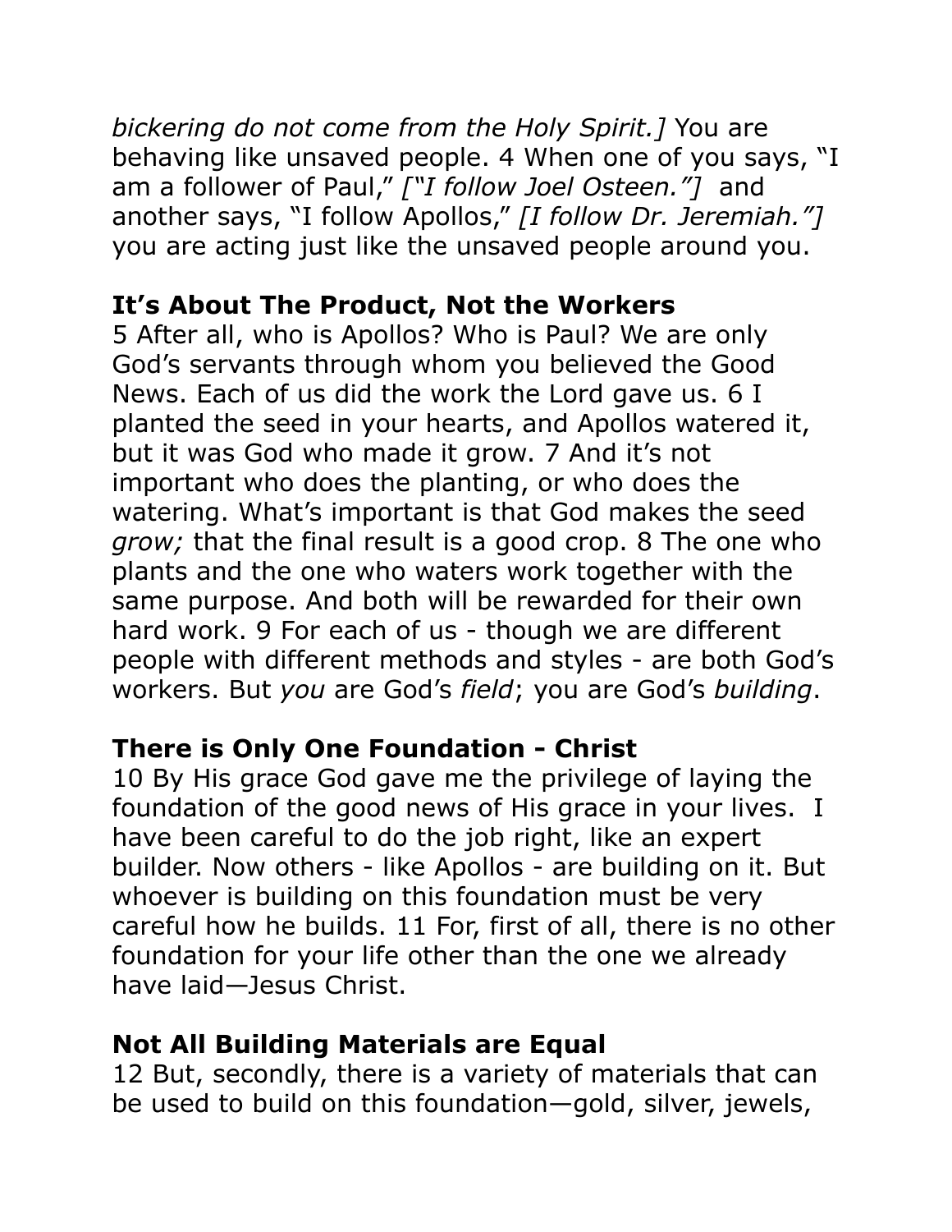*bickering do not come from the Holy Spirit.]* You are behaving like unsaved people. 4 When one of you says, "I am a follower of Paul," *["I follow Joel Osteen."]* and another says, "I follow Apollos," *[I follow Dr. Jeremiah."]* you are acting just like the unsaved people around you.

### It's About The Product, Not the Workers

5 After all, who is Apollos? Who is Paul? We are only God's servants through whom you believed the Good News. Each of us did the work the Lord gave us. 6 I planted the seed in your hearts, and Apollos watered it, but it was God who made it grow. 7 And it's not important who does the planting, or who does the watering. What's important is that God makes the seed *grow;* that the final result is a good crop. 8 The one who plants and the one who waters work together with the same purpose. And both will be rewarded for their own hard work. 9 For each of us - though we are different people with different methods and styles - are both God's workers. But *you* are God's *field*; you are God's *building*.

### There is Only One Foundation - Christ

10 By His grace God gave me the privilege of laying the foundation of the good news of His grace in your lives. I have been careful to do the job right, like an expert builder. Now others - like Apollos - are building on it. But whoever is building on this foundation must be very careful how he builds. 11 For, first of all, there is no other foundation for your life other than the one we already have laid—Jesus Christ.

### Not All Building Materials are Equal

12 But, secondly, there is a variety of materials that can be used to build on this foundation—gold, silver, jewels,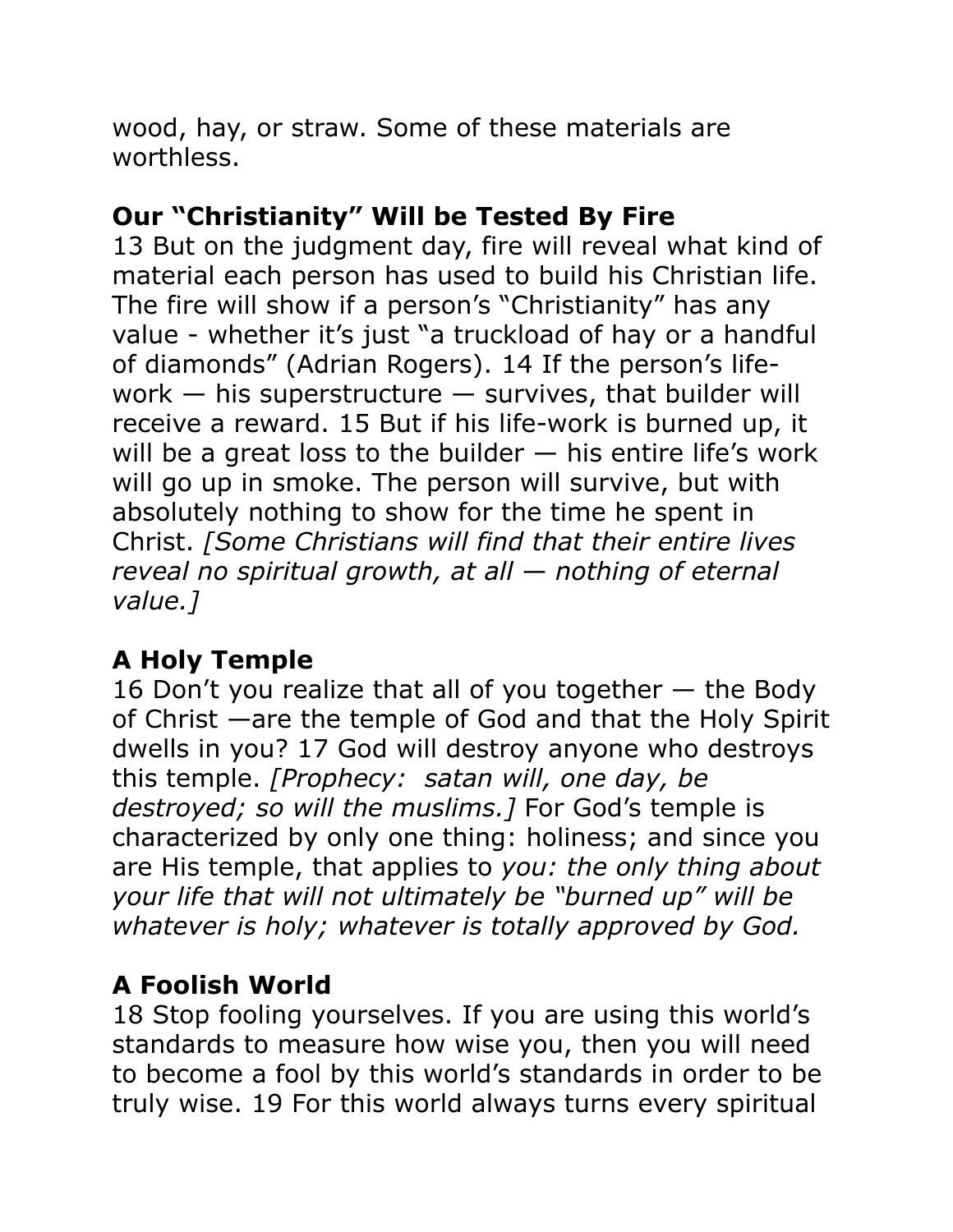wood, hay, or straw. Some of these materials are worthless.

## Our "Christianity" Will be Tested By Fire

13 But on the judgment day, fire will reveal what kind of material each person has used to build his Christian life. The fire will show if a person's "Christianity" has any value - whether it's just "a truckload of hay or a handful of diamonds" (Adrian Rogers). 14 If the person's life-work — his superstructure — survives, that builder will receive a reward. 15 But if his life-work is burned up, it will be a great loss to the builder — his entire life's work will go up in smoke. The person will survive, but with absolutely nothing to show for the time he spent in Christ. *[Some Christians will find that their entire lives reveal no spiritual growth, at all — nothing of eternal value.]*

## A Holy Temple

16 Don't you realize that all of you together — the Body of Christ —are the temple of God and that the Holy Spirit dwells in you? 17 God will destroy anyone who destroys this temple. *[Prophecy: satan will, one day, be destroyed; so will the muslims.]* For God's temple is characterized by only one thing: holiness; and since you are His temple, that applies to *you: the only thing about your life that will not ultimately be "burned up" will be whatever is holy; whatever is totally approved by God.*

## A Foolish World

18 Stop fooling yourselves. If you are using this world's standards to measure how wise you, then you will need to become a fool by this world's standards in order to be truly wise. 19 For this world always turns every spiritual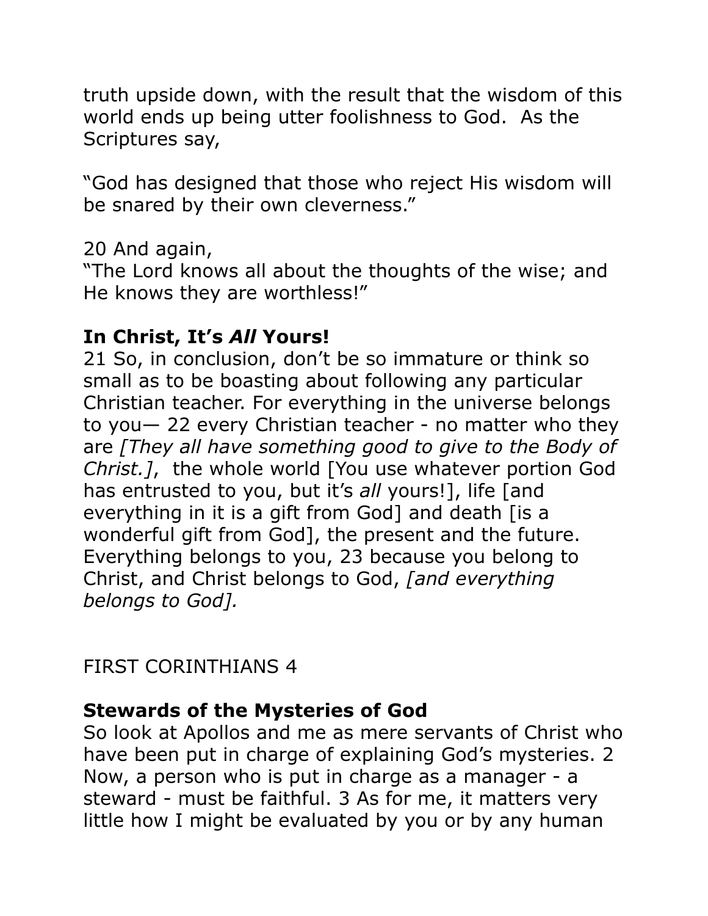truth upside down, with the result that the wisdom of this world ends up being utter foolishness to God.  As the Scriptures say,

“God has designed that those who reject His wisdom will be snared by their own cleverness.”

20 And again,
“The Lord knows all about the thoughts of the wise; and He knows they are worthless!”

**In Christ, It’s *All* Yours!**
21 So, in conclusion, don’t be so immature or think so small as to be boasting about following any particular Christian teacher. For everything in the universe belongs to you— 22 every Christian teacher - no matter who they are *[They all have something good to give to the Body of Christ.]*,  the whole world [You use whatever portion God has entrusted to you, but it’s *all* yours!], life [and everything in it is a gift from God] and death [is a wonderful gift from God], the present and the future. Everything belongs to you, 23 because you belong to Christ, and Christ belongs to God, *[and everything belongs to God].*

FIRST CORINTHIANS 4

**Stewards of the Mysteries of God**
So look at Apollos and me as mere servants of Christ who have been put in charge of explaining God’s mysteries. 2 Now, a person who is put in charge as a manager - a steward - must be faithful. 3 As for me, it matters very little how I might be evaluated by you or by any human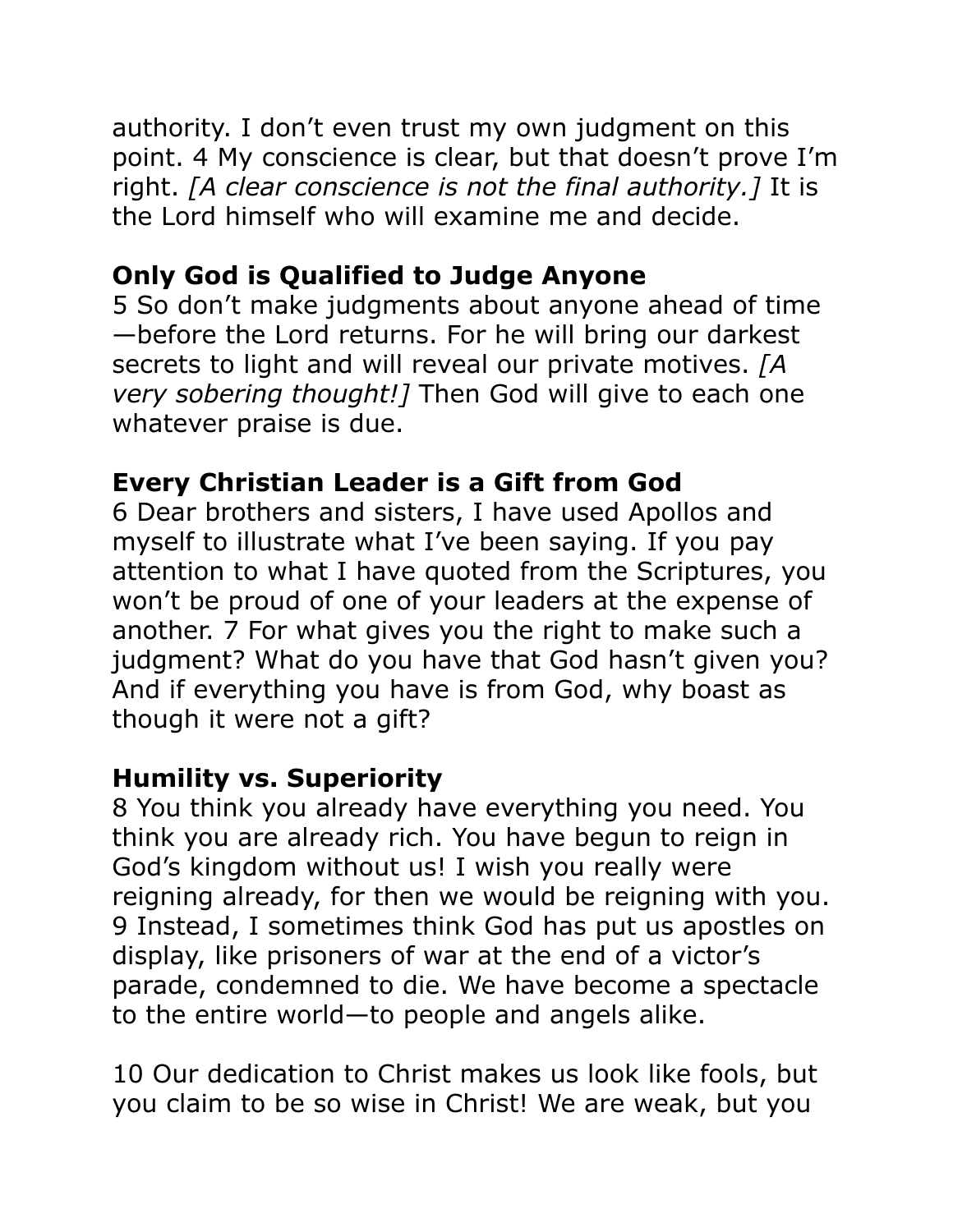authority. I don't even trust my own judgment on this point. 4 My conscience is clear, but that doesn't prove I'm right. *[A clear conscience is not the final authority.]* It is the Lord himself who will examine me and decide.

**Only God is Qualified to Judge Anyone**
5 So don't make judgments about anyone ahead of time—before the Lord returns. For he will bring our darkest secrets to light and will reveal our private motives. *[A very sobering thought!]* Then God will give to each one whatever praise is due.

**Every Christian Leader is a Gift from God**
6 Dear brothers and sisters, I have used Apollos and myself to illustrate what I've been saying. If you pay attention to what I have quoted from the Scriptures, you won't be proud of one of your leaders at the expense of another. 7 For what gives you the right to make such a judgment? What do you have that God hasn't given you? And if everything you have is from God, why boast as though it were not a gift?

**Humility vs. Superiority**
8 You think you already have everything you need. You think you are already rich. You have begun to reign in God's kingdom without us! I wish you really were reigning already, for then we would be reigning with you. 9 Instead, I sometimes think God has put us apostles on display, like prisoners of war at the end of a victor's parade, condemned to die. We have become a spectacle to the entire world—to people and angels alike.

10 Our dedication to Christ makes us look like fools, but you claim to be so wise in Christ! We are weak, but you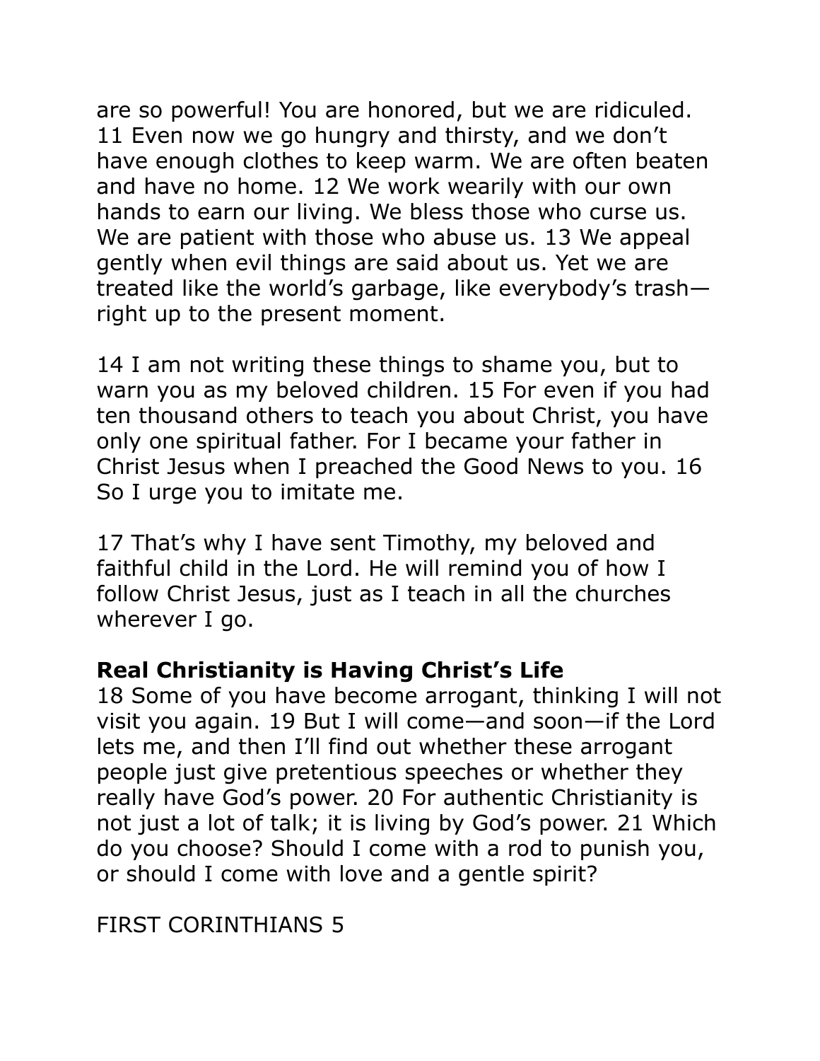are so powerful! You are honored, but we are ridiculed. 11 Even now we go hungry and thirsty, and we don't have enough clothes to keep warm. We are often beaten and have no home. 12 We work wearily with our own hands to earn our living. We bless those who curse us. We are patient with those who abuse us. 13 We appeal gently when evil things are said about us. Yet we are treated like the world's garbage, like everybody's trash—right up to the present moment.

14 I am not writing these things to shame you, but to warn you as my beloved children. 15 For even if you had ten thousand others to teach you about Christ, you have only one spiritual father. For I became your father in Christ Jesus when I preached the Good News to you. 16 So I urge you to imitate me.

17 That's why I have sent Timothy, my beloved and faithful child in the Lord. He will remind you of how I follow Christ Jesus, just as I teach in all the churches wherever I go.

**Real Christianity is Having Christ's Life**

18 Some of you have become arrogant, thinking I will not visit you again. 19 But I will come—and soon—if the Lord lets me, and then I'll find out whether these arrogant people just give pretentious speeches or whether they really have God's power. 20 For authentic Christianity is not just a lot of talk; it is living by God's power. 21 Which do you choose? Should I come with a rod to punish you, or should I come with love and a gentle spirit?

FIRST CORINTHIANS 5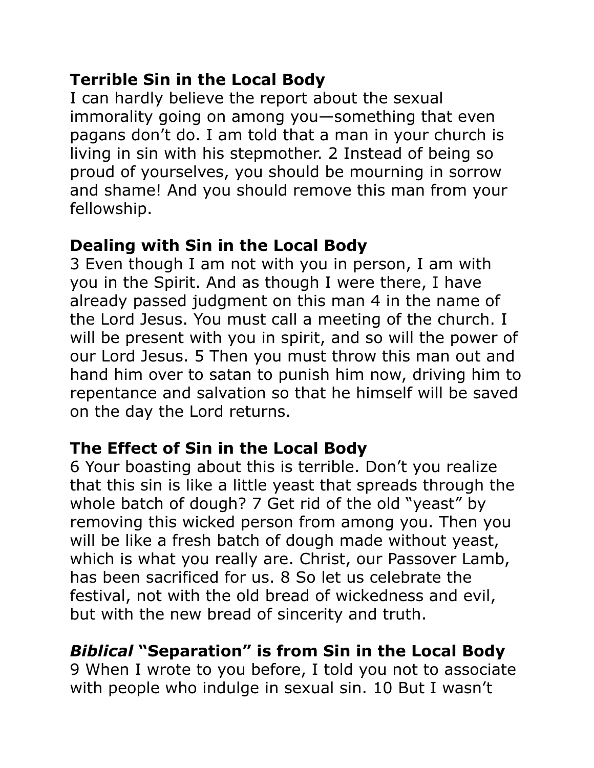**Terrible Sin in the Local Body**
I can hardly believe the report about the sexual immorality going on among you—something that even pagans don't do. I am told that a man in your church is living in sin with his stepmother. 2 Instead of being so proud of yourselves, you should be mourning in sorrow and shame! And you should remove this man from your fellowship.

**Dealing with Sin in the Local Body**
3 Even though I am not with you in person, I am with you in the Spirit. And as though I were there, I have already passed judgment on this man 4 in the name of the Lord Jesus. You must call a meeting of the church. I will be present with you in spirit, and so will the power of our Lord Jesus. 5 Then you must throw this man out and hand him over to satan to punish him now, driving him to repentance and salvation so that he himself will be saved on the day the Lord returns.

**The Effect of Sin in the Local Body**
6 Your boasting about this is terrible. Don't you realize that this sin is like a little yeast that spreads through the whole batch of dough? 7 Get rid of the old "yeast" by removing this wicked person from among you. Then you will be like a fresh batch of dough made without yeast, which is what you really are. Christ, our Passover Lamb, has been sacrificed for us. 8 So let us celebrate the festival, not with the old bread of wickedness and evil, but with the new bread of sincerity and truth.

***Biblical* "Separation" is from Sin in the Local Body**
9 When I wrote to you before, I told you not to associate with people who indulge in sexual sin. 10 But I wasn't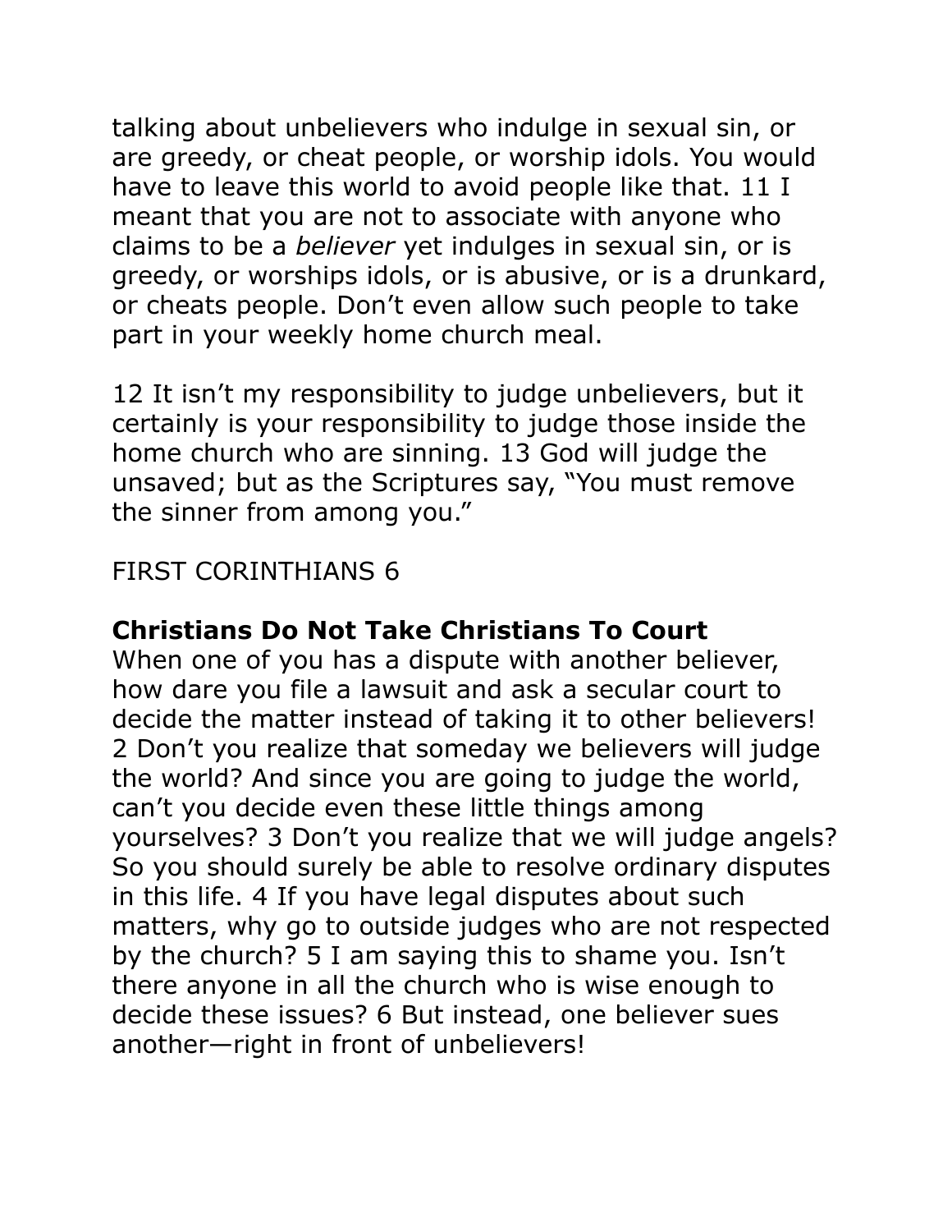talking about unbelievers who indulge in sexual sin, or are greedy, or cheat people, or worship idols. You would have to leave this world to avoid people like that. 11 I meant that you are not to associate with anyone who claims to be a *believer* yet indulges in sexual sin, or is greedy, or worships idols, or is abusive, or is a drunkard, or cheats people. Don't even allow such people to take part in your weekly home church meal.

12 It isn't my responsibility to judge unbelievers, but it certainly is your responsibility to judge those inside the home church who are sinning. 13 God will judge the unsaved; but as the Scriptures say, "You must remove the sinner from among you."

FIRST CORINTHIANS 6

**Christians Do Not Take Christians To Court**

When one of you has a dispute with another believer, how dare you file a lawsuit and ask a secular court to decide the matter instead of taking it to other believers! 2 Don't you realize that someday we believers will judge the world? And since you are going to judge the world, can't you decide even these little things among yourselves? 3 Don't you realize that we will judge angels? So you should surely be able to resolve ordinary disputes in this life. 4 If you have legal disputes about such matters, why go to outside judges who are not respected by the church? 5 I am saying this to shame you. Isn't there anyone in all the church who is wise enough to decide these issues? 6 But instead, one believer sues another—right in front of unbelievers!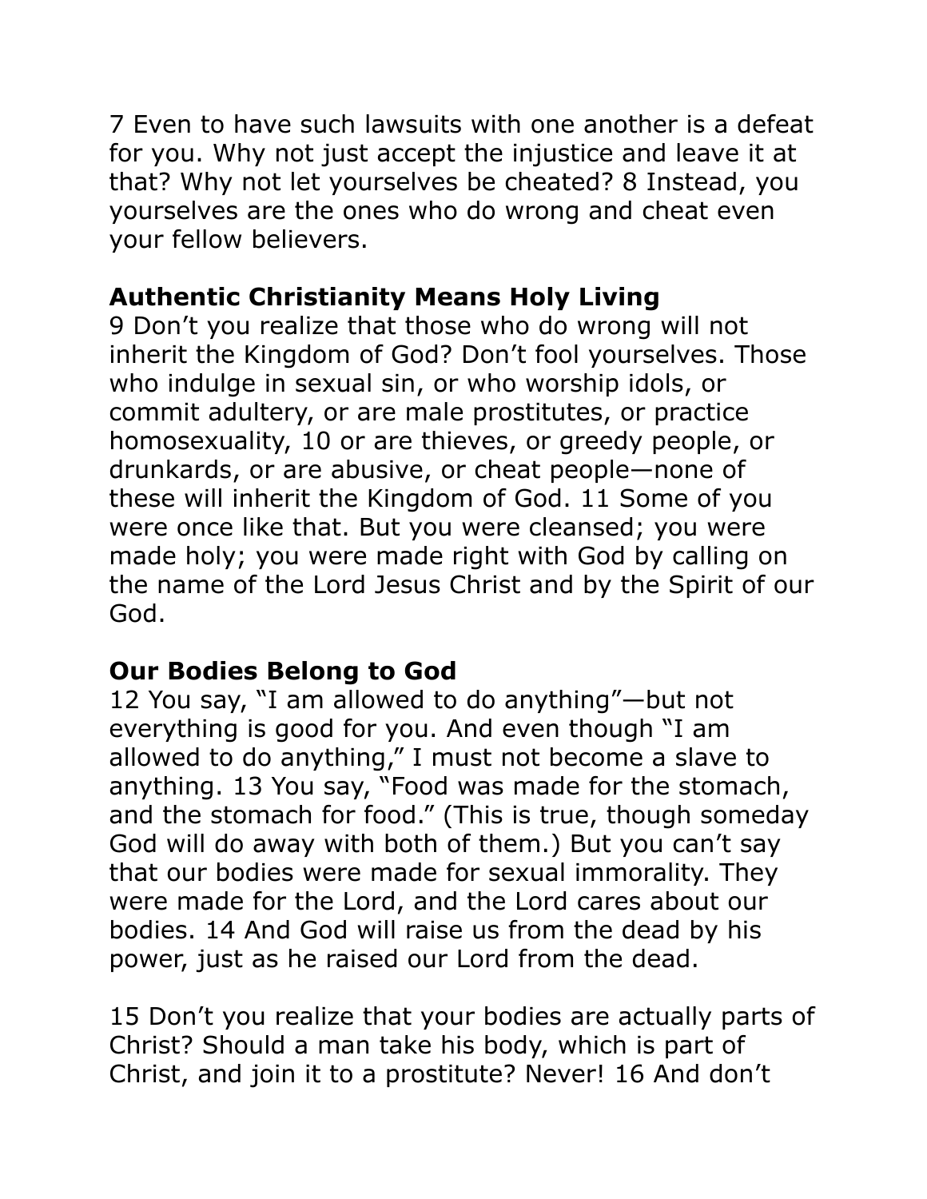7 Even to have such lawsuits with one another is a defeat for you. Why not just accept the injustice and leave it at that? Why not let yourselves be cheated? 8 Instead, you yourselves are the ones who do wrong and cheat even your fellow believers.

**Authentic Christianity Means Holy Living**

9 Don't you realize that those who do wrong will not inherit the Kingdom of God? Don't fool yourselves. Those who indulge in sexual sin, or who worship idols, or commit adultery, or are male prostitutes, or practice homosexuality, 10 or are thieves, or greedy people, or drunkards, or are abusive, or cheat people—none of these will inherit the Kingdom of God. 11 Some of you were once like that. But you were cleansed; you were made holy; you were made right with God by calling on the name of the Lord Jesus Christ and by the Spirit of our God.

**Our Bodies Belong to God**

12 You say, "I am allowed to do anything"—but not everything is good for you. And even though "I am allowed to do anything," I must not become a slave to anything. 13 You say, "Food was made for the stomach, and the stomach for food." (This is true, though someday God will do away with both of them.) But you can't say that our bodies were made for sexual immorality. They were made for the Lord, and the Lord cares about our bodies. 14 And God will raise us from the dead by his power, just as he raised our Lord from the dead.

15 Don't you realize that your bodies are actually parts of Christ? Should a man take his body, which is part of Christ, and join it to a prostitute? Never! 16 And don't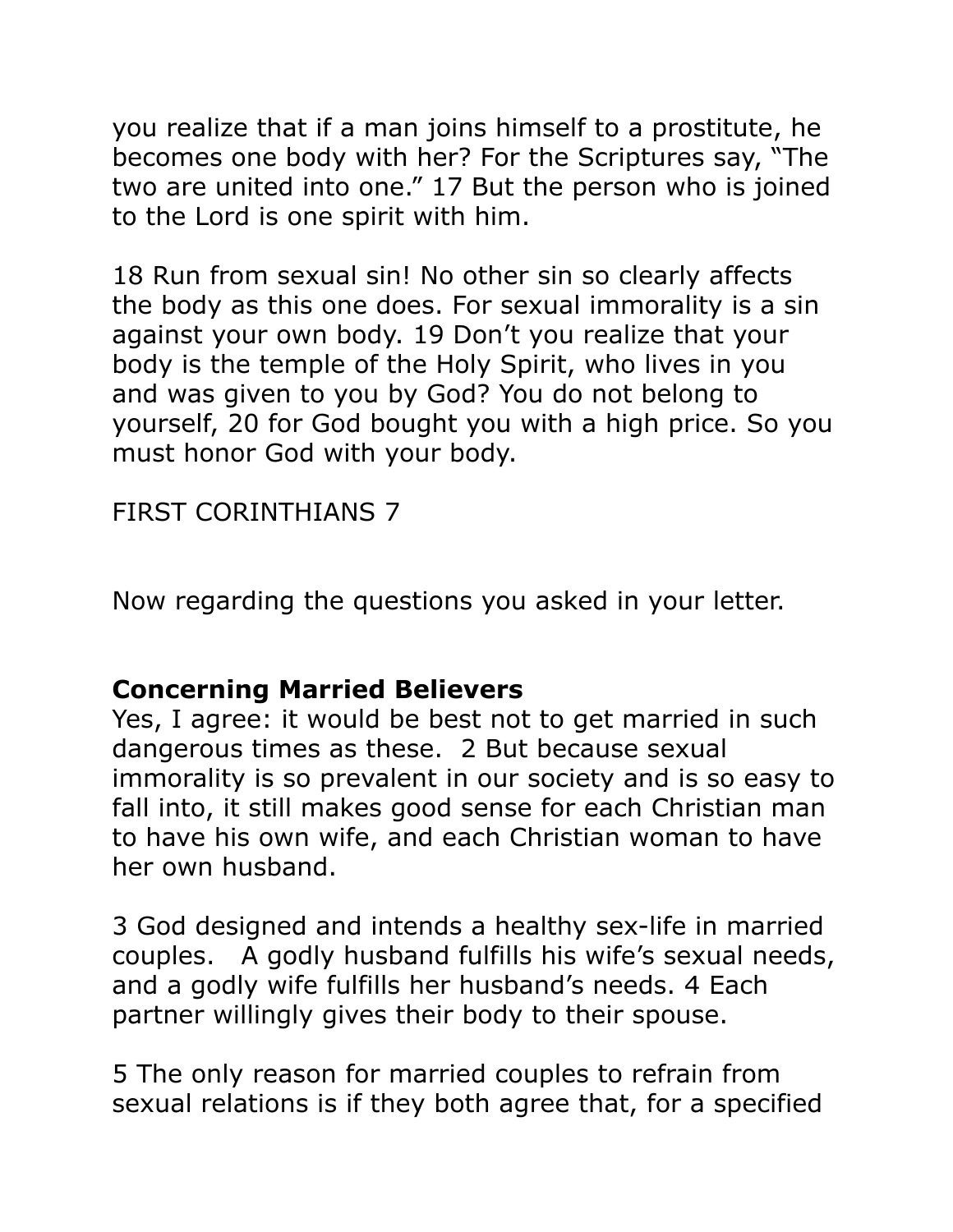you realize that if a man joins himself to a prostitute, he becomes one body with her? For the Scriptures say, "The two are united into one." 17 But the person who is joined to the Lord is one spirit with him.

18 Run from sexual sin! No other sin so clearly affects the body as this one does. For sexual immorality is a sin against your own body. 19 Don't you realize that your body is the temple of the Holy Spirit, who lives in you and was given to you by God? You do not belong to yourself, 20 for God bought you with a high price. So you must honor God with your body.

FIRST CORINTHIANS 7

Now regarding the questions you asked in your letter.

**Concerning Married Believers**

Yes, I agree: it would be best not to get married in such dangerous times as these. 2 But because sexual immorality is so prevalent in our society and is so easy to fall into, it still makes good sense for each Christian man to have his own wife, and each Christian woman to have her own husband.

3 God designed and intends a healthy sex-life in married couples. A godly husband fulfills his wife's sexual needs, and a godly wife fulfills her husband's needs. 4 Each partner willingly gives their body to their spouse.

5 The only reason for married couples to refrain from sexual relations is if they both agree that, for a specified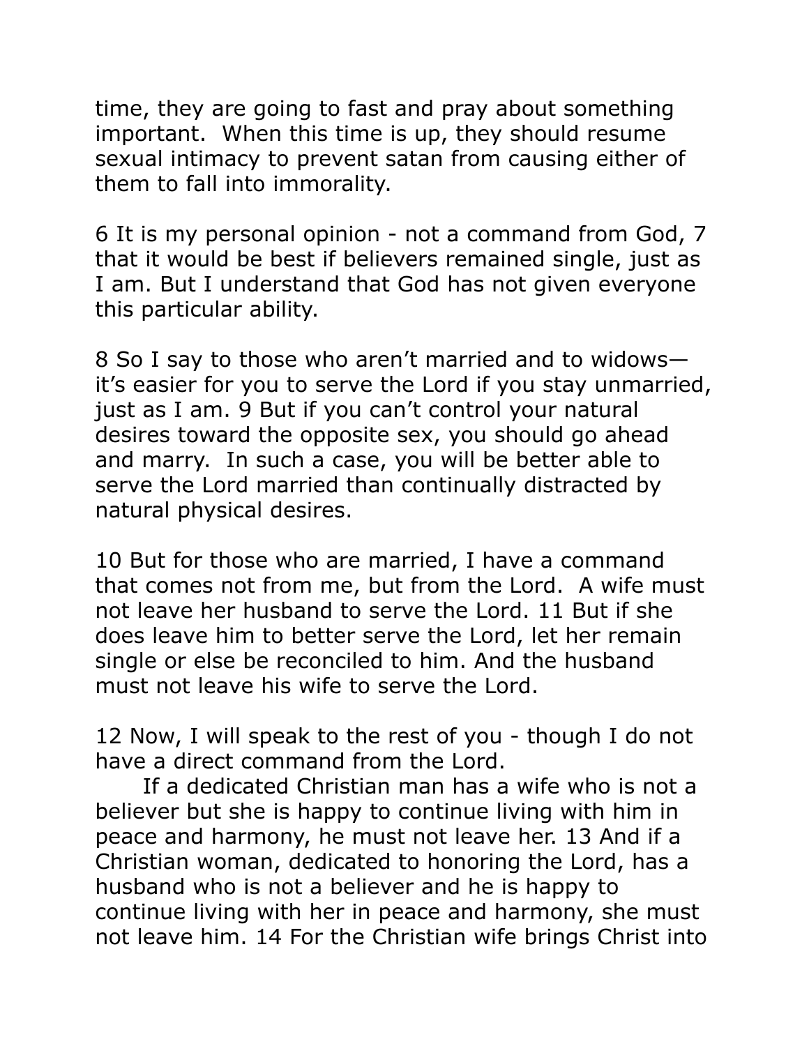time, they are going to fast and pray about something important.  When this time is up, they should resume sexual intimacy to prevent satan from causing either of them to fall into immorality.

6 It is my personal opinion - not a command from God, 7 that it would be best if believers remained single, just as I am. But I understand that God has not given everyone this particular ability.

8 So I say to those who aren't married and to widows—it's easier for you to serve the Lord if you stay unmarried, just as I am. 9 But if you can't control your natural desires toward the opposite sex, you should go ahead and marry.  In such a case, you will be better able to serve the Lord married than continually distracted by natural physical desires.

10 But for those who are married, I have a command that comes not from me, but from the Lord.  A wife must not leave her husband to serve the Lord. 11 But if she does leave him to better serve the Lord, let her remain single or else be reconciled to him. And the husband must not leave his wife to serve the Lord.

12 Now, I will speak to the rest of you - though I do not have a direct command from the Lord.

If a dedicated Christian man has a wife who is not a believer but she is happy to continue living with him in peace and harmony, he must not leave her. 13 And if a Christian woman, dedicated to honoring the Lord, has a husband who is not a believer and he is happy to continue living with her in peace and harmony, she must not leave him. 14 For the Christian wife brings Christ into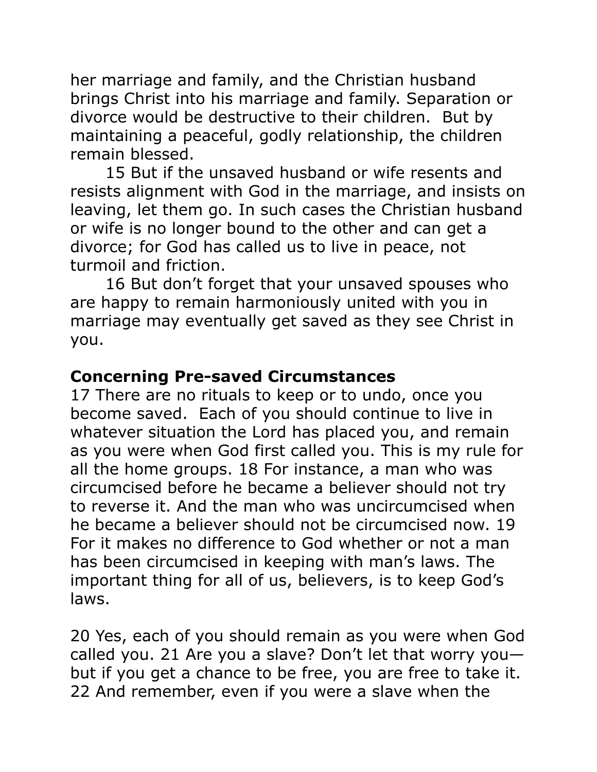her marriage and family, and the Christian husband brings Christ into his marriage and family. Separation or divorce would be destructive to their children. But by maintaining a peaceful, godly relationship, the children remain blessed.

15 But if the unsaved husband or wife resents and resists alignment with God in the marriage, and insists on leaving, let them go. In such cases the Christian husband or wife is no longer bound to the other and can get a divorce; for God has called us to live in peace, not turmoil and friction.

16 But don't forget that your unsaved spouses who are happy to remain harmoniously united with you in marriage may eventually get saved as they see Christ in you.

**Concerning Pre-saved Circumstances**

17 There are no rituals to keep or to undo, once you become saved. Each of you should continue to live in whatever situation the Lord has placed you, and remain as you were when God first called you. This is my rule for all the home groups. 18 For instance, a man who was circumcised before he became a believer should not try to reverse it. And the man who was uncircumcised when he became a believer should not be circumcised now. 19 For it makes no difference to God whether or not a man has been circumcised in keeping with man's laws. The important thing for all of us, believers, is to keep God's laws.

20 Yes, each of you should remain as you were when God called you. 21 Are you a slave? Don't let that worry you—but if you get a chance to be free, you are free to take it. 22 And remember, even if you were a slave when the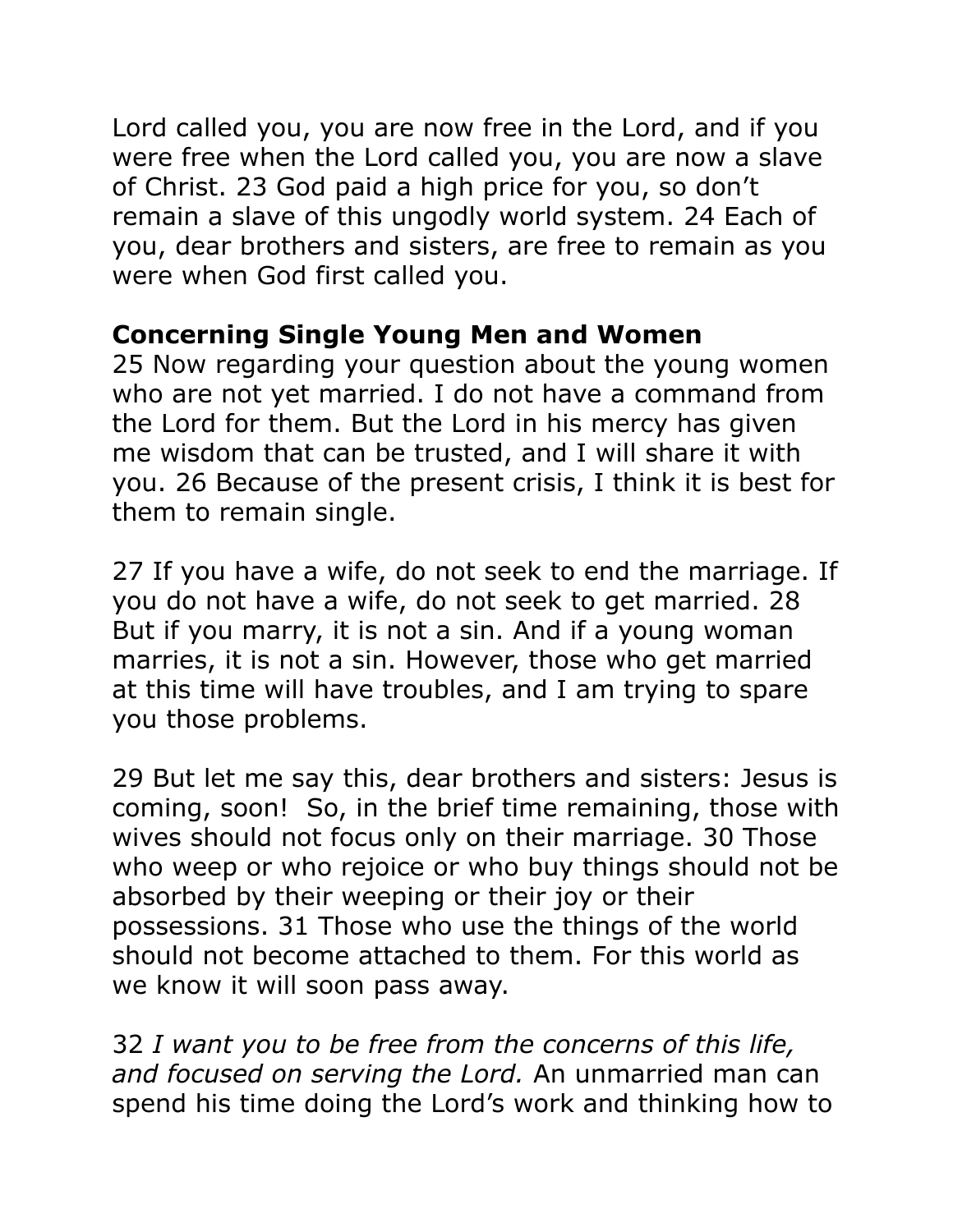Lord called you, you are now free in the Lord, and if you were free when the Lord called you, you are now a slave of Christ. 23 God paid a high price for you, so don't remain a slave of this ungodly world system. 24 Each of you, dear brothers and sisters, are free to remain as you were when God first called you.

**Concerning Single Young Men and Women**

25 Now regarding your question about the young women who are not yet married. I do not have a command from the Lord for them. But the Lord in his mercy has given me wisdom that can be trusted, and I will share it with you. 26 Because of the present crisis, I think it is best for them to remain single.

27 If you have a wife, do not seek to end the marriage. If you do not have a wife, do not seek to get married. 28 But if you marry, it is not a sin. And if a young woman marries, it is not a sin. However, those who get married at this time will have troubles, and I am trying to spare you those problems.

29 But let me say this, dear brothers and sisters: Jesus is coming, soon! So, in the brief time remaining, those with wives should not focus only on their marriage. 30 Those who weep or who rejoice or who buy things should not be absorbed by their weeping or their joy or their possessions. 31 Those who use the things of the world should not become attached to them. For this world as we know it will soon pass away.

32 *I want you to be free from the concerns of this life, and focused on serving the Lord.* An unmarried man can spend his time doing the Lord's work and thinking how to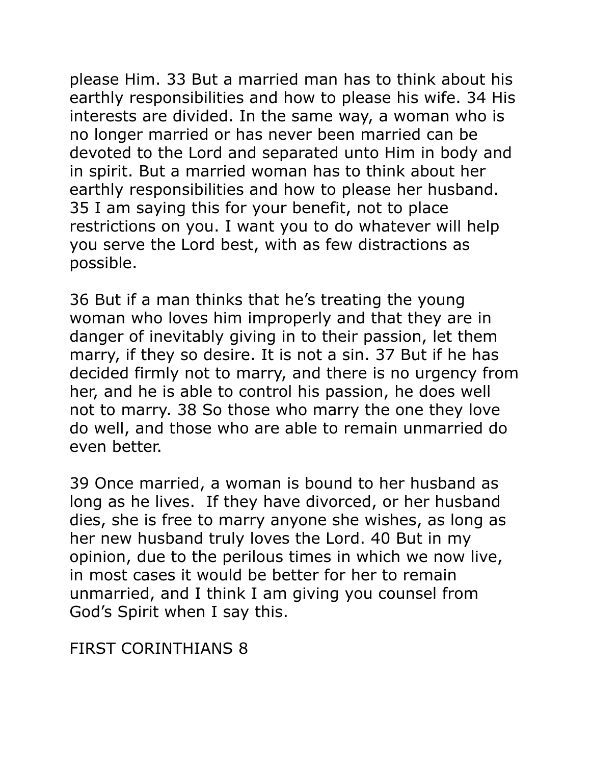please Him. 33 But a married man has to think about his earthly responsibilities and how to please his wife. 34 His interests are divided. In the same way, a woman who is no longer married or has never been married can be devoted to the Lord and separated unto Him in body and in spirit. But a married woman has to think about her earthly responsibilities and how to please her husband. 35 I am saying this for your benefit, not to place restrictions on you. I want you to do whatever will help you serve the Lord best, with as few distractions as possible.

36 But if a man thinks that he's treating the young woman who loves him improperly and that they are in danger of inevitably giving in to their passion, let them marry, if they so desire. It is not a sin. 37 But if he has decided firmly not to marry, and there is no urgency from her, and he is able to control his passion, he does well not to marry. 38 So those who marry the one they love do well, and those who are able to remain unmarried do even better.

39 Once married, a woman is bound to her husband as long as he lives. If they have divorced, or her husband dies, she is free to marry anyone she wishes, as long as her new husband truly loves the Lord. 40 But in my opinion, due to the perilous times in which we now live, in most cases it would be better for her to remain unmarried, and I think I am giving you counsel from God's Spirit when I say this.

## FIRST CORINTHIANS 8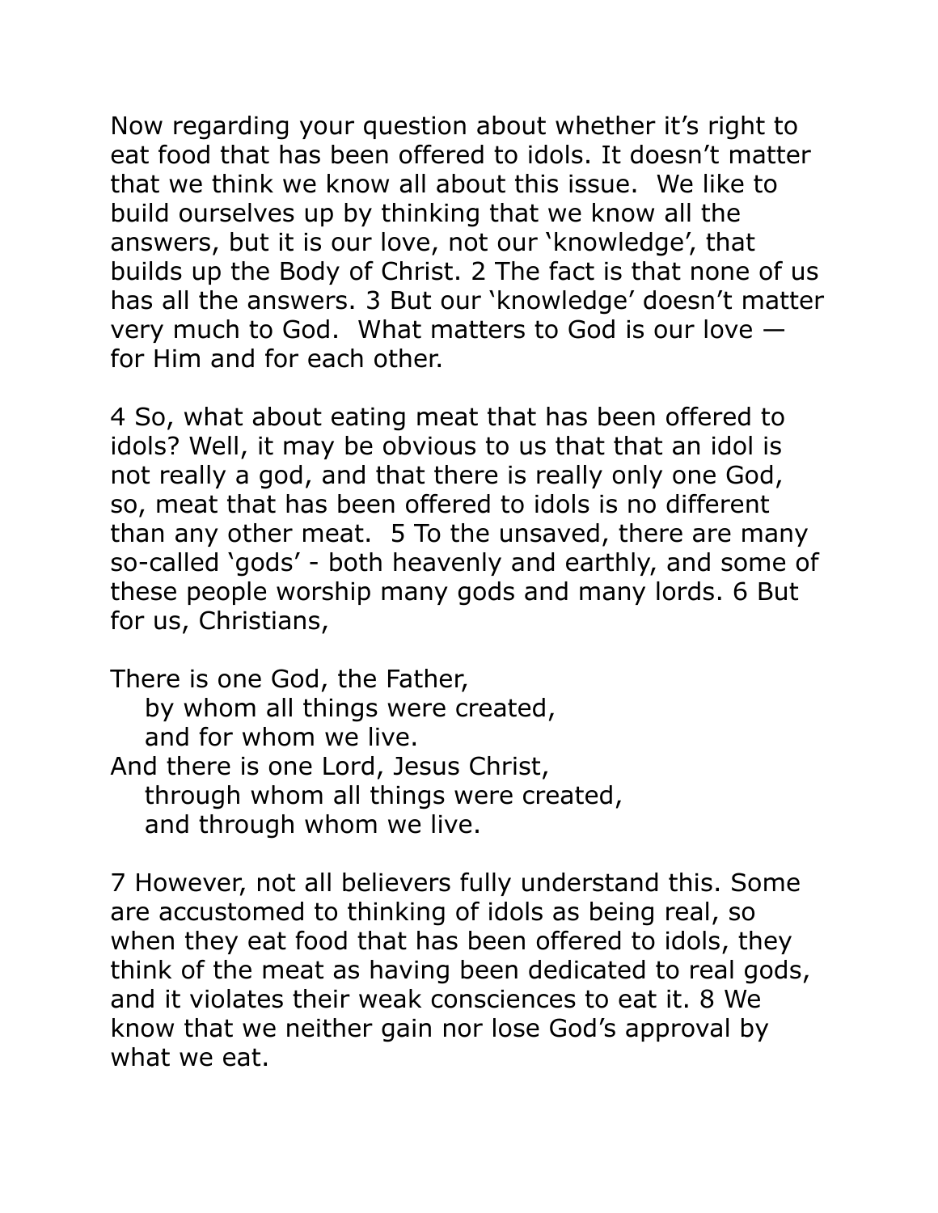Now regarding your question about whether it's right to eat food that has been offered to idols. It doesn't matter that we think we know all about this issue. We like to build ourselves up by thinking that we know all the answers, but it is our love, not our 'knowledge', that builds up the Body of Christ. 2 The fact is that none of us has all the answers. 3 But our 'knowledge' doesn't matter very much to God. What matters to God is our love — for Him and for each other.

4 So, what about eating meat that has been offered to idols? Well, it may be obvious to us that that an idol is not really a god, and that there is really only one God, so, meat that has been offered to idols is no different than any other meat. 5 To the unsaved, there are many so-called 'gods' - both heavenly and earthly, and some of these people worship many gods and many lords. 6 But for us, Christians,

There is one God, the Father,
    by whom all things were created,
    and for whom we live.
And there is one Lord, Jesus Christ,
    through whom all things were created,
    and through whom we live.

7 However, not all believers fully understand this. Some are accustomed to thinking of idols as being real, so when they eat food that has been offered to idols, they think of the meat as having been dedicated to real gods, and it violates their weak consciences to eat it. 8 We know that we neither gain nor lose God's approval by what we eat.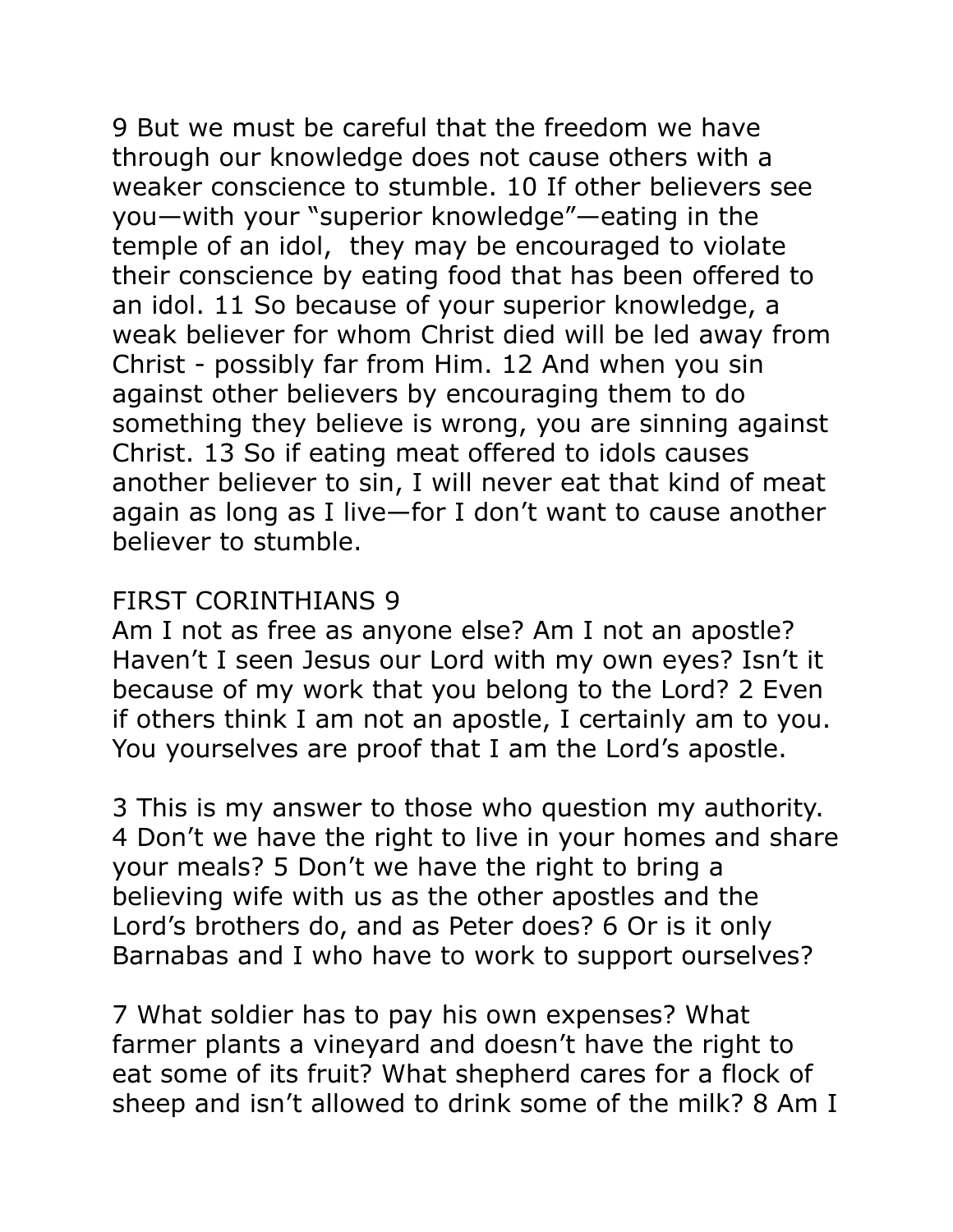9 But we must be careful that the freedom we have through our knowledge does not cause others with a weaker conscience to stumble. 10 If other believers see you—with your "superior knowledge"—eating in the temple of an idol,  they may be encouraged to violate their conscience by eating food that has been offered to an idol. 11 So because of your superior knowledge, a weak believer for whom Christ died will be led away from Christ - possibly far from Him. 12 And when you sin against other believers by encouraging them to do something they believe is wrong, you are sinning against Christ. 13 So if eating meat offered to idols causes another believer to sin, I will never eat that kind of meat again as long as I live—for I don't want to cause another believer to stumble.

## FIRST CORINTHIANS 9

Am I not as free as anyone else? Am I not an apostle? Haven't I seen Jesus our Lord with my own eyes? Isn't it because of my work that you belong to the Lord? 2 Even if others think I am not an apostle, I certainly am to you. You yourselves are proof that I am the Lord's apostle.

3 This is my answer to those who question my authority. 4 Don't we have the right to live in your homes and share your meals? 5 Don't we have the right to bring a believing wife with us as the other apostles and the Lord's brothers do, and as Peter does? 6 Or is it only Barnabas and I who have to work to support ourselves?

7 What soldier has to pay his own expenses? What farmer plants a vineyard and doesn't have the right to eat some of its fruit? What shepherd cares for a flock of sheep and isn't allowed to drink some of the milk? 8 Am I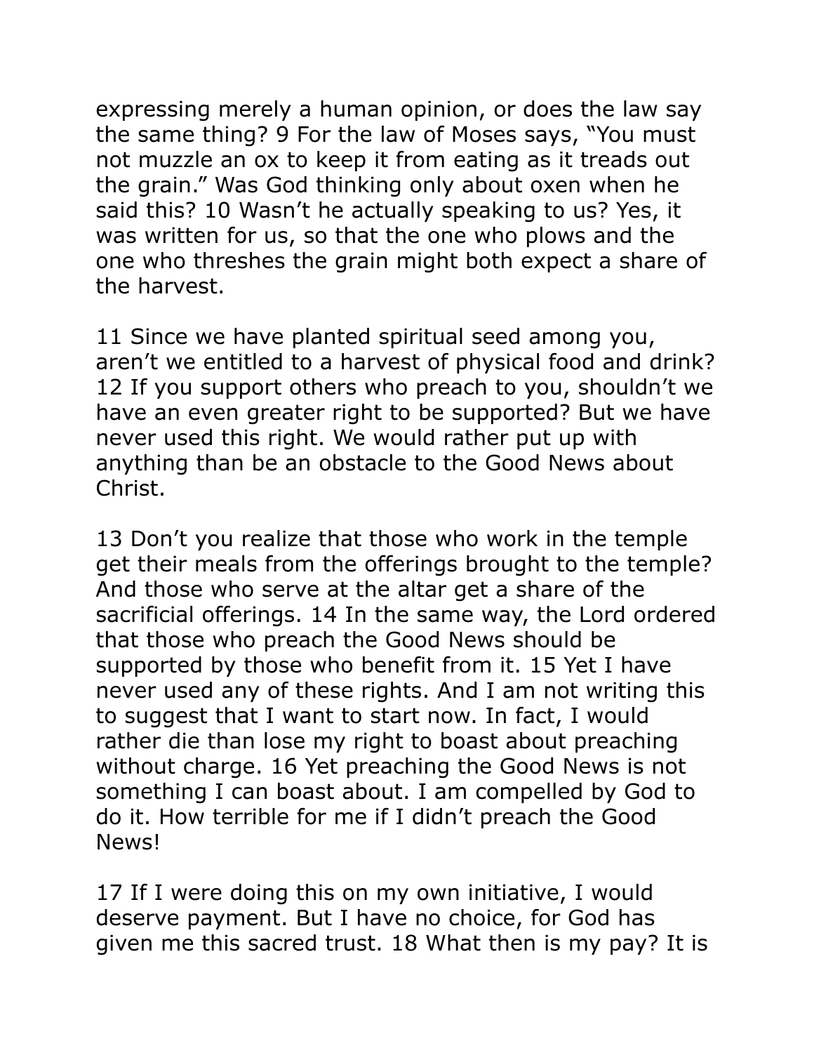expressing merely a human opinion, or does the law say the same thing? 9 For the law of Moses says, “You must not muzzle an ox to keep it from eating as it treads out the grain.” Was God thinking only about oxen when he said this? 10 Wasn’t he actually speaking to us? Yes, it was written for us, so that the one who plows and the one who threshes the grain might both expect a share of the harvest.

11 Since we have planted spiritual seed among you, aren’t we entitled to a harvest of physical food and drink? 12 If you support others who preach to you, shouldn’t we have an even greater right to be supported? But we have never used this right. We would rather put up with anything than be an obstacle to the Good News about Christ.

13 Don’t you realize that those who work in the temple get their meals from the offerings brought to the temple? And those who serve at the altar get a share of the sacrificial offerings. 14 In the same way, the Lord ordered that those who preach the Good News should be supported by those who benefit from it. 15 Yet I have never used any of these rights. And I am not writing this to suggest that I want to start now. In fact, I would rather die than lose my right to boast about preaching without charge. 16 Yet preaching the Good News is not something I can boast about. I am compelled by God to do it. How terrible for me if I didn’t preach the Good News!

17 If I were doing this on my own initiative, I would deserve payment. But I have no choice, for God has given me this sacred trust. 18 What then is my pay? It is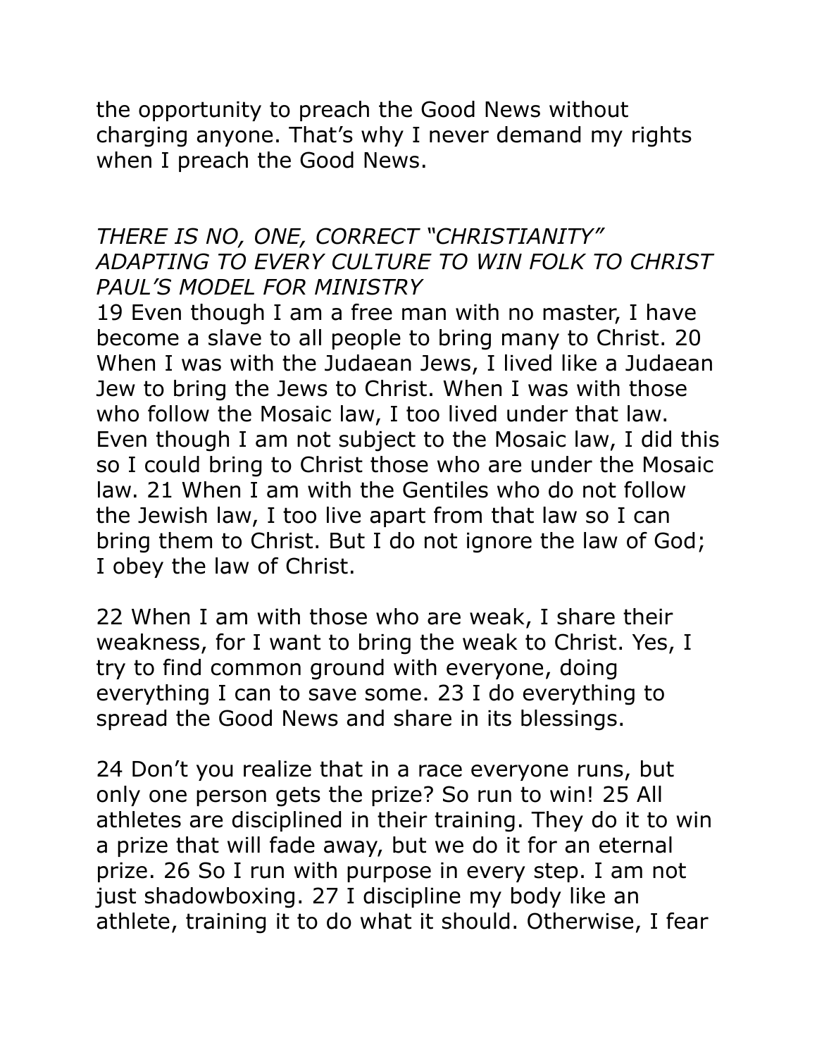the opportunity to preach the Good News without charging anyone. That’s why I never demand my rights when I preach the Good News.

*THERE IS NO, ONE, CORRECT “CHRISTIANITY”*
*ADAPTING TO EVERY CULTURE TO WIN FOLK TO CHRIST*
*PAUL’S MODEL FOR MINISTRY*

19 Even though I am a free man with no master, I have become a slave to all people to bring many to Christ. 20 When I was with the Judaean Jews, I lived like a Judaean Jew to bring the Jews to Christ. When I was with those who follow the Mosaic law, I too lived under that law. Even though I am not subject to the Mosaic law, I did this so I could bring to Christ those who are under the Mosaic law. 21 When I am with the Gentiles who do not follow the Jewish law, I too live apart from that law so I can bring them to Christ. But I do not ignore the law of God; I obey the law of Christ.

22 When I am with those who are weak, I share their weakness, for I want to bring the weak to Christ. Yes, I try to find common ground with everyone, doing everything I can to save some. 23 I do everything to spread the Good News and share in its blessings.

24 Don’t you realize that in a race everyone runs, but only one person gets the prize? So run to win! 25 All athletes are disciplined in their training. They do it to win a prize that will fade away, but we do it for an eternal prize. 26 So I run with purpose in every step. I am not just shadowboxing. 27 I discipline my body like an athlete, training it to do what it should. Otherwise, I fear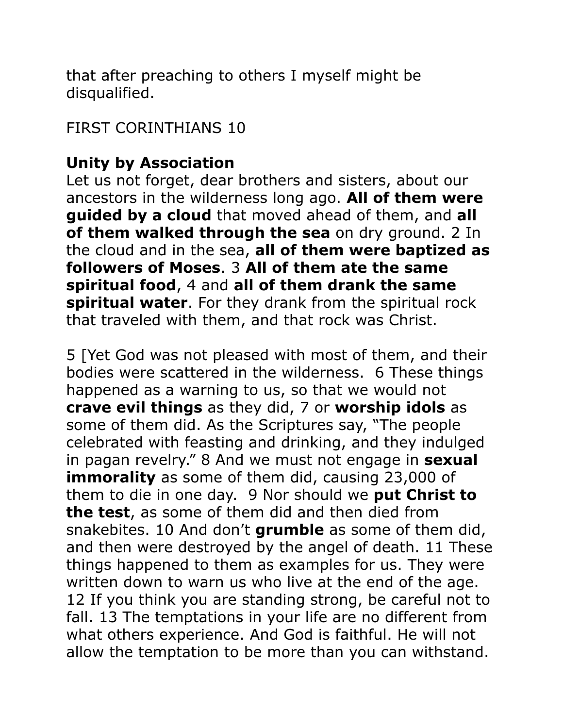that after preaching to others I myself might be disqualified.

FIRST CORINTHIANS 10

**Unity by Association**
Let us not forget, dear brothers and sisters, about our ancestors in the wilderness long ago. **All of them were guided by a cloud** that moved ahead of them, and **all of them walked through the sea** on dry ground. 2 In the cloud and in the sea, **all of them were baptized as followers of Moses**. 3 **All of them ate the same spiritual food**, 4 and **all of them drank the same spiritual water**. For they drank from the spiritual rock that traveled with them, and that rock was Christ.

5 [Yet God was not pleased with most of them, and their bodies were scattered in the wilderness.  6 These things happened as a warning to us, so that we would not **crave evil things** as they did, 7 or **worship idols** as some of them did. As the Scriptures say, "The people celebrated with feasting and drinking, and they indulged in pagan revelry." 8 And we must not engage in **sexual immorality** as some of them did, causing 23,000 of them to die in one day.  9 Nor should we **put Christ to the test**, as some of them did and then died from snakebites. 10 And don't **grumble** as some of them did, and then were destroyed by the angel of death. 11 These things happened to them as examples for us. They were written down to warn us who live at the end of the age. 12 If you think you are standing strong, be careful not to fall. 13 The temptations in your life are no different from what others experience. And God is faithful. He will not allow the temptation to be more than you can withstand.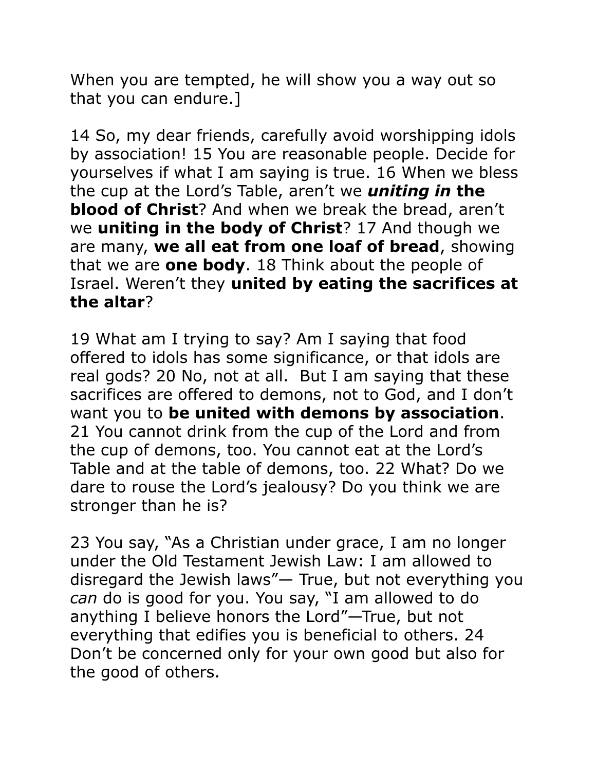When you are tempted, he will show you a way out so that you can endure.]

14 So, my dear friends, carefully avoid worshipping idols by association! 15 You are reasonable people. Decide for yourselves if what I am saying is true. 16 When we bless the cup at the Lord's Table, aren't we ***uniting in*** **the blood of Christ**? And when we break the bread, aren't we **uniting in the body of Christ**? 17 And though we are many, **we all eat from one loaf of bread**, showing that we are **one body**. 18 Think about the people of Israel. Weren't they **united by eating the sacrifices at the altar**?

19 What am I trying to say? Am I saying that food offered to idols has some significance, or that idols are real gods? 20 No, not at all. But I am saying that these sacrifices are offered to demons, not to God, and I don't want you to **be united with demons by association**. 21 You cannot drink from the cup of the Lord and from the cup of demons, too. You cannot eat at the Lord's Table and at the table of demons, too. 22 What? Do we dare to rouse the Lord's jealousy? Do you think we are stronger than he is?

23 You say, "As a Christian under grace, I am no longer under the Old Testament Jewish Law: I am allowed to disregard the Jewish laws"— True, but not everything you *can* do is good for you. You say, "I am allowed to do anything I believe honors the Lord"—True, but not everything that edifies you is beneficial to others. 24 Don't be concerned only for your own good but also for the good of others.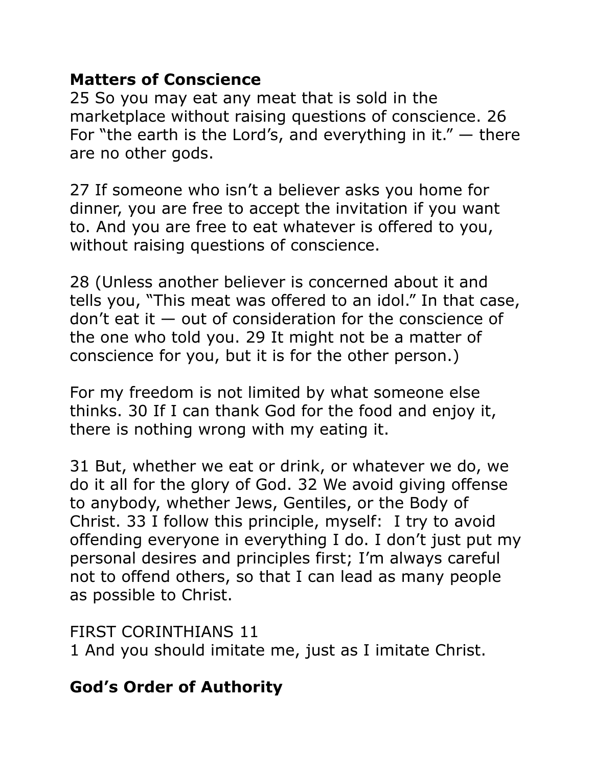**Matters of Conscience**

25 So you may eat any meat that is sold in the marketplace without raising questions of conscience. 26 For "the earth is the Lord's, and everything in it." — there are no other gods.

27 If someone who isn't a believer asks you home for dinner, you are free to accept the invitation if you want to. And you are free to eat whatever is offered to you, without raising questions of conscience.

28 (Unless another believer is concerned about it and tells you, "This meat was offered to an idol." In that case, don't eat it — out of consideration for the conscience of the one who told you. 29 It might not be a matter of conscience for you, but it is for the other person.)

For my freedom is not limited by what someone else thinks. 30 If I can thank God for the food and enjoy it, there is nothing wrong with my eating it.

31 But, whether we eat or drink, or whatever we do, we do it all for the glory of God. 32 We avoid giving offense to anybody, whether Jews, Gentiles, or the Body of Christ. 33 I follow this principle, myself: I try to avoid offending everyone in everything I do. I don't just put my personal desires and principles first; I'm always careful not to offend others, so that I can lead as many people as possible to Christ.

FIRST CORINTHIANS 11

1 And you should imitate me, just as I imitate Christ.

**God's Order of Authority**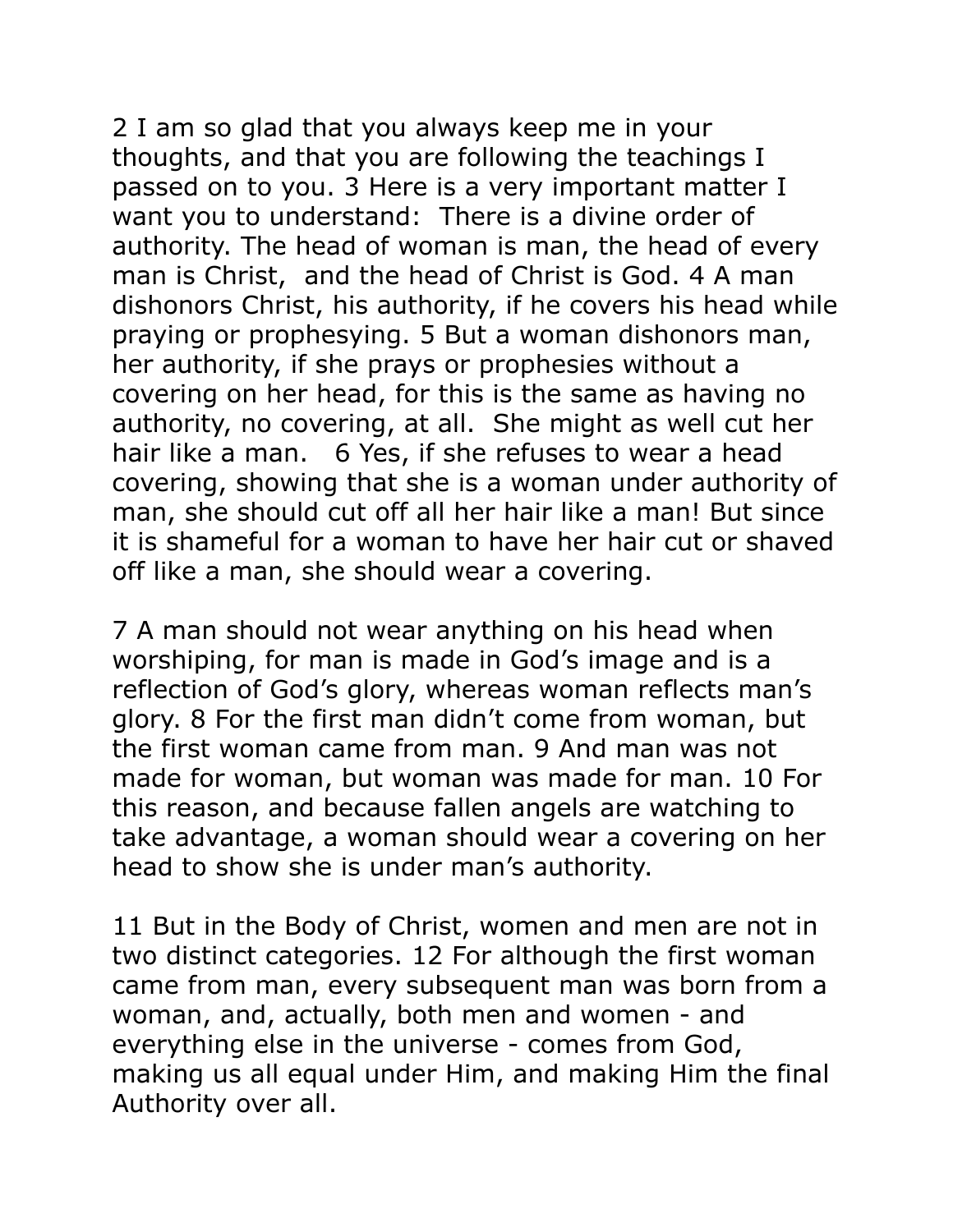2 I am so glad that you always keep me in your thoughts, and that you are following the teachings I passed on to you. 3 Here is a very important matter I want you to understand: There is a divine order of authority. The head of woman is man, the head of every man is Christ, and the head of Christ is God. 4 A man dishonors Christ, his authority, if he covers his head while praying or prophesying. 5 But a woman dishonors man, her authority, if she prays or prophesies without a covering on her head, for this is the same as having no authority, no covering, at all. She might as well cut her hair like a man. 6 Yes, if she refuses to wear a head covering, showing that she is a woman under authority of man, she should cut off all her hair like a man! But since it is shameful for a woman to have her hair cut or shaved off like a man, she should wear a covering.

7 A man should not wear anything on his head when worshiping, for man is made in God's image and is a reflection of God's glory, whereas woman reflects man's glory. 8 For the first man didn't come from woman, but the first woman came from man. 9 And man was not made for woman, but woman was made for man. 10 For this reason, and because fallen angels are watching to take advantage, a woman should wear a covering on her head to show she is under man's authority.

11 But in the Body of Christ, women and men are not in two distinct categories. 12 For although the first woman came from man, every subsequent man was born from a woman, and, actually, both men and women - and everything else in the universe - comes from God, making us all equal under Him, and making Him the final Authority over all.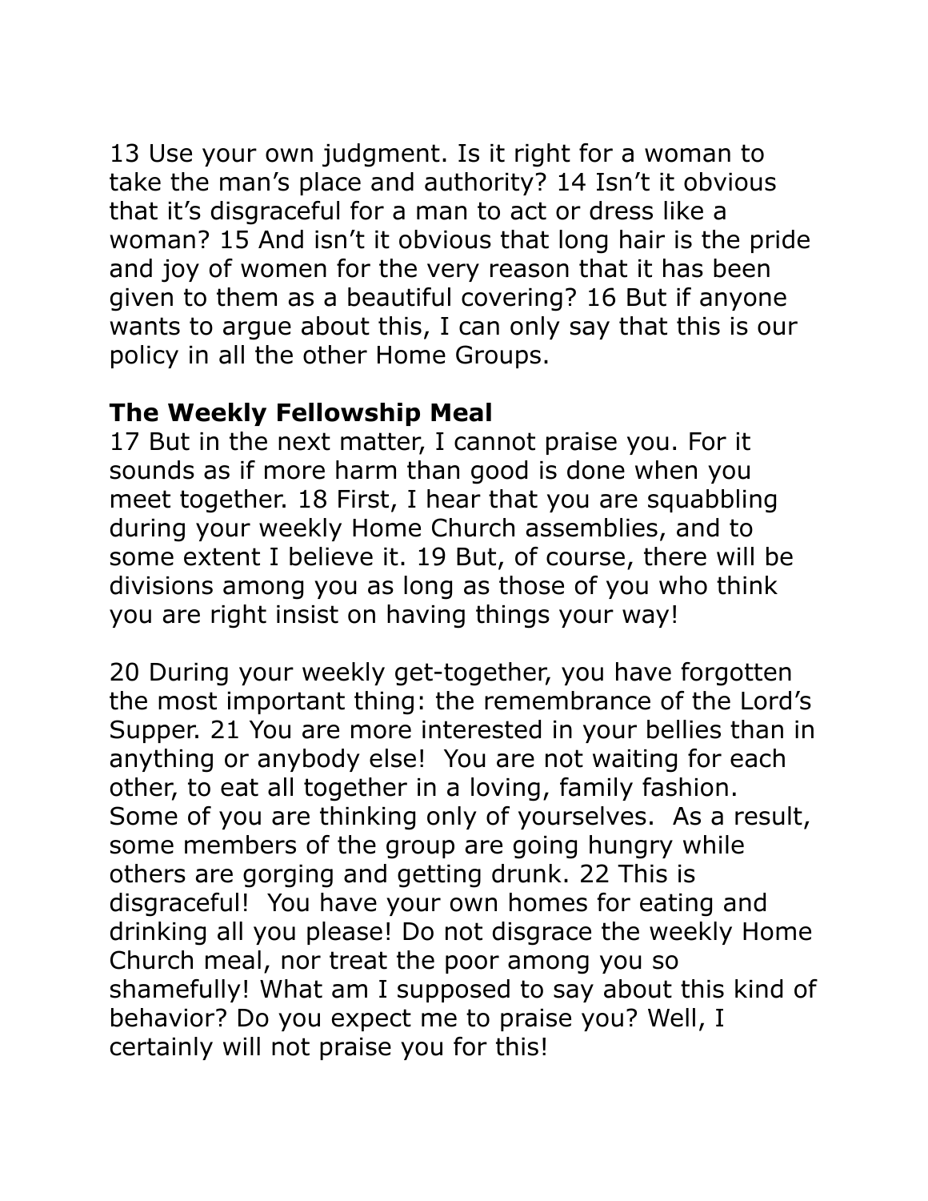13 Use your own judgment. Is it right for a woman to take the man's place and authority? 14 Isn't it obvious that it's disgraceful for a man to act or dress like a woman? 15 And isn't it obvious that long hair is the pride and joy of women for the very reason that it has been given to them as a beautiful covering? 16 But if anyone wants to argue about this, I can only say that this is our policy in all the other Home Groups.

**The Weekly Fellowship Meal**

17 But in the next matter, I cannot praise you. For it sounds as if more harm than good is done when you meet together. 18 First, I hear that you are squabbling during your weekly Home Church assemblies, and to some extent I believe it. 19 But, of course, there will be divisions among you as long as those of you who think you are right insist on having things your way!

20 During your weekly get-together, you have forgotten the most important thing: the remembrance of the Lord's Supper. 21 You are more interested in your bellies than in anything or anybody else! You are not waiting for each other, to eat all together in a loving, family fashion. Some of you are thinking only of yourselves. As a result, some members of the group are going hungry while others are gorging and getting drunk. 22 This is disgraceful! You have your own homes for eating and drinking all you please! Do not disgrace the weekly Home Church meal, nor treat the poor among you so shamefully! What am I supposed to say about this kind of behavior? Do you expect me to praise you? Well, I certainly will not praise you for this!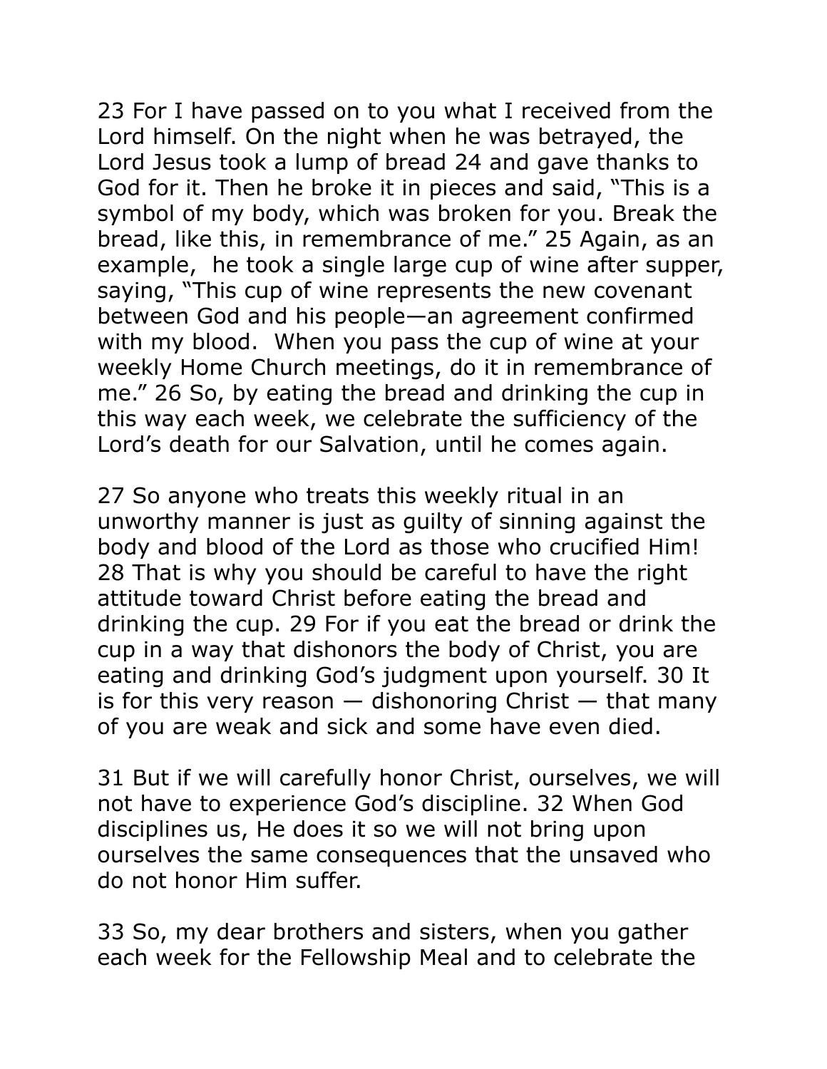23 For I have passed on to you what I received from the Lord himself. On the night when he was betrayed, the Lord Jesus took a lump of bread 24 and gave thanks to God for it. Then he broke it in pieces and said, "This is a symbol of my body, which was broken for you. Break the bread, like this, in remembrance of me." 25 Again, as an example, he took a single large cup of wine after supper, saying, "This cup of wine represents the new covenant between God and his people—an agreement confirmed with my blood. When you pass the cup of wine at your weekly Home Church meetings, do it in remembrance of me." 26 So, by eating the bread and drinking the cup in this way each week, we celebrate the sufficiency of the Lord's death for our Salvation, until he comes again.

27 So anyone who treats this weekly ritual in an unworthy manner is just as guilty of sinning against the body and blood of the Lord as those who crucified Him! 28 That is why you should be careful to have the right attitude toward Christ before eating the bread and drinking the cup. 29 For if you eat the bread or drink the cup in a way that dishonors the body of Christ, you are eating and drinking God's judgment upon yourself. 30 It is for this very reason — dishonoring Christ — that many of you are weak and sick and some have even died.

31 But if we will carefully honor Christ, ourselves, we will not have to experience God's discipline. 32 When God disciplines us, He does it so we will not bring upon ourselves the same consequences that the unsaved who do not honor Him suffer.

33 So, my dear brothers and sisters, when you gather each week for the Fellowship Meal and to celebrate the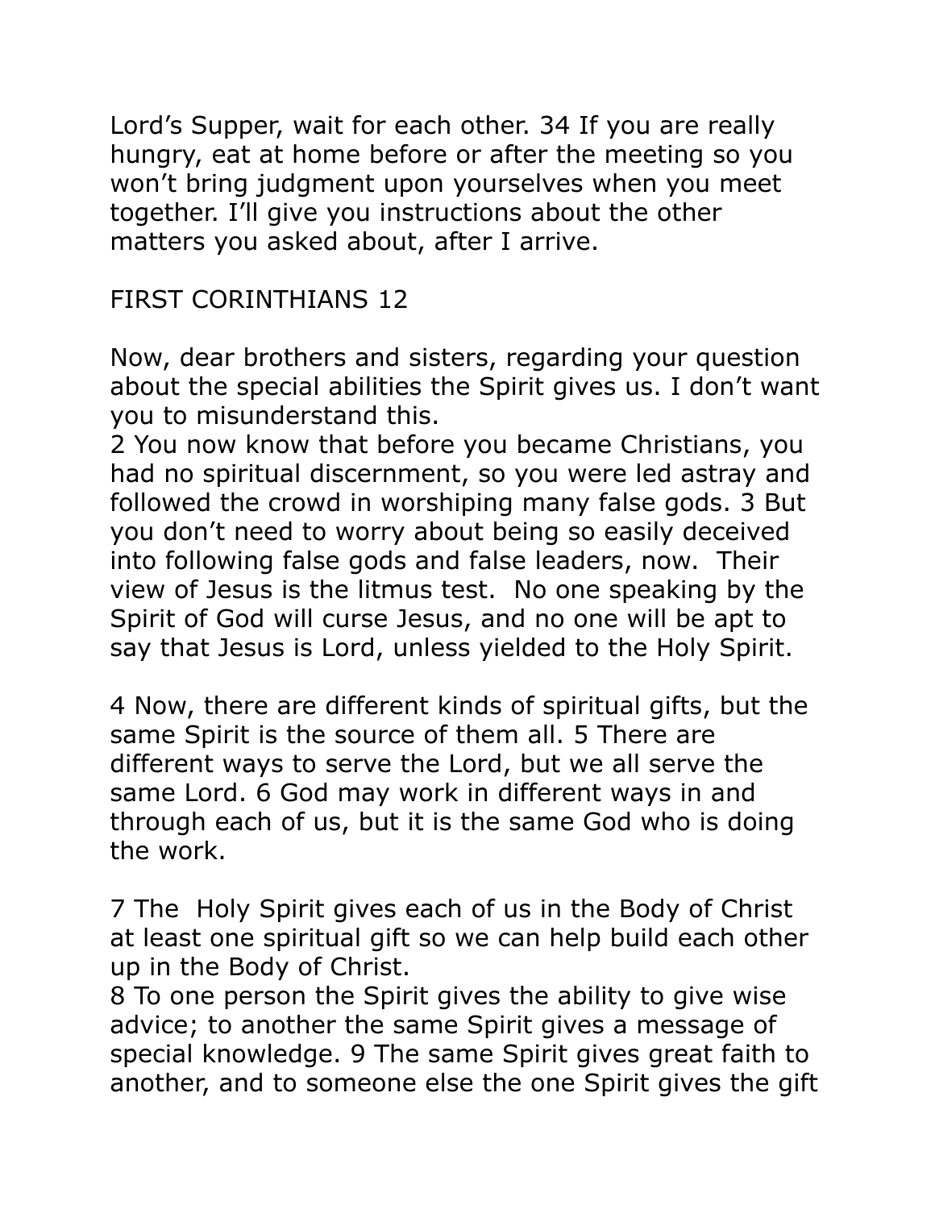Lord's Supper, wait for each other. 34 If you are really hungry, eat at home before or after the meeting so you won't bring judgment upon yourselves when you meet together. I'll give you instructions about the other matters you asked about, after I arrive.

## FIRST CORINTHIANS 12

Now, dear brothers and sisters, regarding your question about the special abilities the Spirit gives us. I don't want you to misunderstand this.
2 You now know that before you became Christians, you had no spiritual discernment, so you were led astray and followed the crowd in worshiping many false gods. 3 But you don't need to worry about being so easily deceived into following false gods and false leaders, now. Their view of Jesus is the litmus test. No one speaking by the Spirit of God will curse Jesus, and no one will be apt to say that Jesus is Lord, unless yielded to the Holy Spirit.

4 Now, there are different kinds of spiritual gifts, but the same Spirit is the source of them all. 5 There are different ways to serve the Lord, but we all serve the same Lord. 6 God may work in different ways in and through each of us, but it is the same God who is doing the work.

7 The Holy Spirit gives each of us in the Body of Christ at least one spiritual gift so we can help build each other up in the Body of Christ.
8 To one person the Spirit gives the ability to give wise advice; to another the same Spirit gives a message of special knowledge. 9 The same Spirit gives great faith to another, and to someone else the one Spirit gives the gift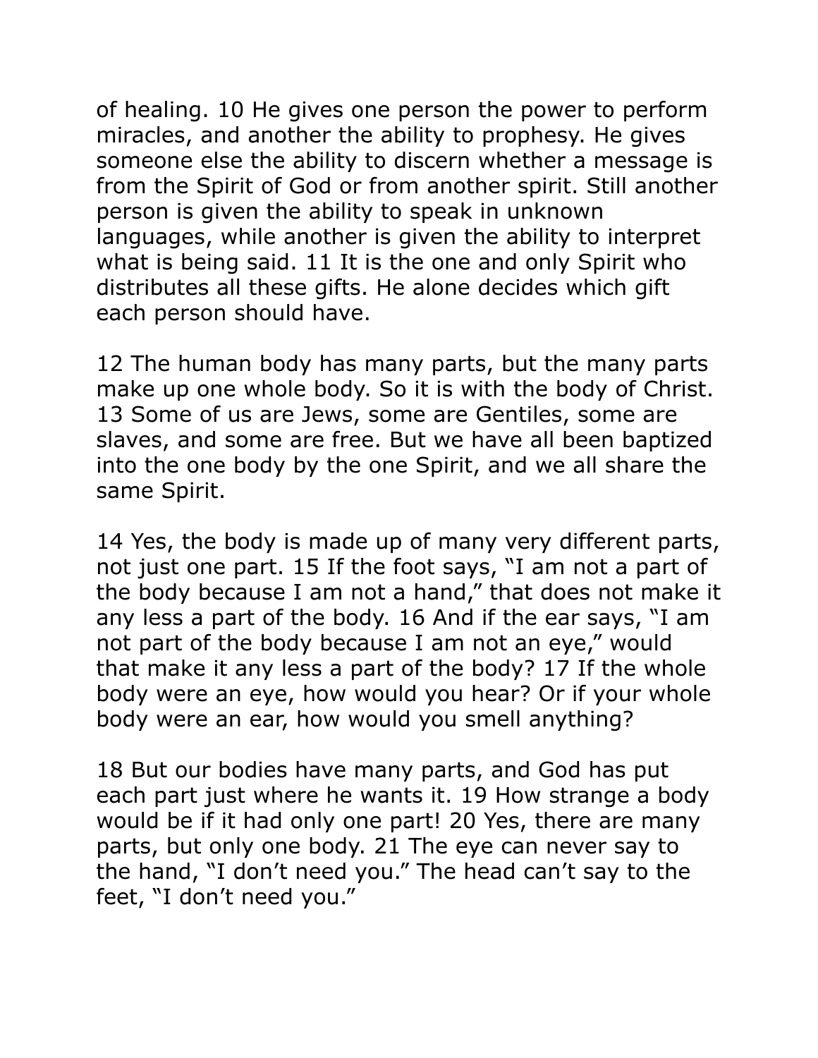of healing. 10 He gives one person the power to perform miracles, and another the ability to prophesy. He gives someone else the ability to discern whether a message is from the Spirit of God or from another spirit. Still another person is given the ability to speak in unknown languages, while another is given the ability to interpret what is being said. 11 It is the one and only Spirit who distributes all these gifts. He alone decides which gift each person should have.

12 The human body has many parts, but the many parts make up one whole body. So it is with the body of Christ. 13 Some of us are Jews, some are Gentiles, some are slaves, and some are free. But we have all been baptized into the one body by the one Spirit, and we all share the same Spirit.

14 Yes, the body is made up of many very different parts, not just one part. 15 If the foot says, "I am not a part of the body because I am not a hand," that does not make it any less a part of the body. 16 And if the ear says, "I am not part of the body because I am not an eye," would that make it any less a part of the body? 17 If the whole body were an eye, how would you hear? Or if your whole body were an ear, how would you smell anything?

18 But our bodies have many parts, and God has put each part just where he wants it. 19 How strange a body would be if it had only one part! 20 Yes, there are many parts, but only one body. 21 The eye can never say to the hand, "I don't need you." The head can't say to the feet, "I don't need you."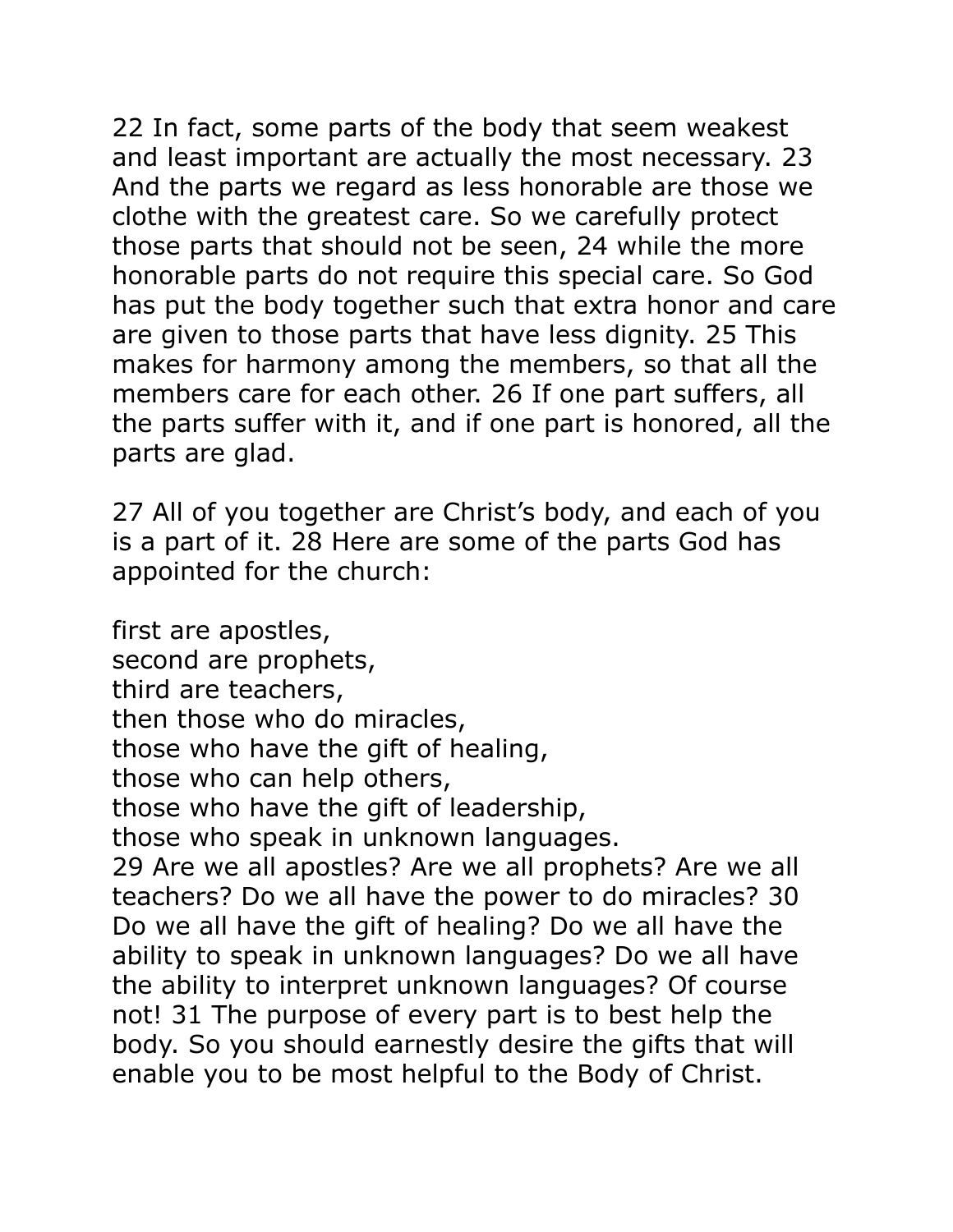22 In fact, some parts of the body that seem weakest and least important are actually the most necessary. 23 And the parts we regard as less honorable are those we clothe with the greatest care. So we carefully protect those parts that should not be seen, 24 while the more honorable parts do not require this special care. So God has put the body together such that extra honor and care are given to those parts that have less dignity. 25 This makes for harmony among the members, so that all the members care for each other. 26 If one part suffers, all the parts suffer with it, and if one part is honored, all the parts are glad.

27 All of you together are Christ's body, and each of you is a part of it. 28 Here are some of the parts God has appointed for the church:

first are apostles,  
second are prophets,  
third are teachers,  
then those who do miracles,  
those who have the gift of healing,  
those who can help others,  
those who have the gift of leadership,  
those who speak in unknown languages.  
29 Are we all apostles? Are we all prophets? Are we all teachers? Do we all have the power to do miracles? 30 Do we all have the gift of healing? Do we all have the ability to speak in unknown languages? Do we all have the ability to interpret unknown languages? Of course not! 31 The purpose of every part is to best help the body. So you should earnestly desire the gifts that will enable you to be most helpful to the Body of Christ.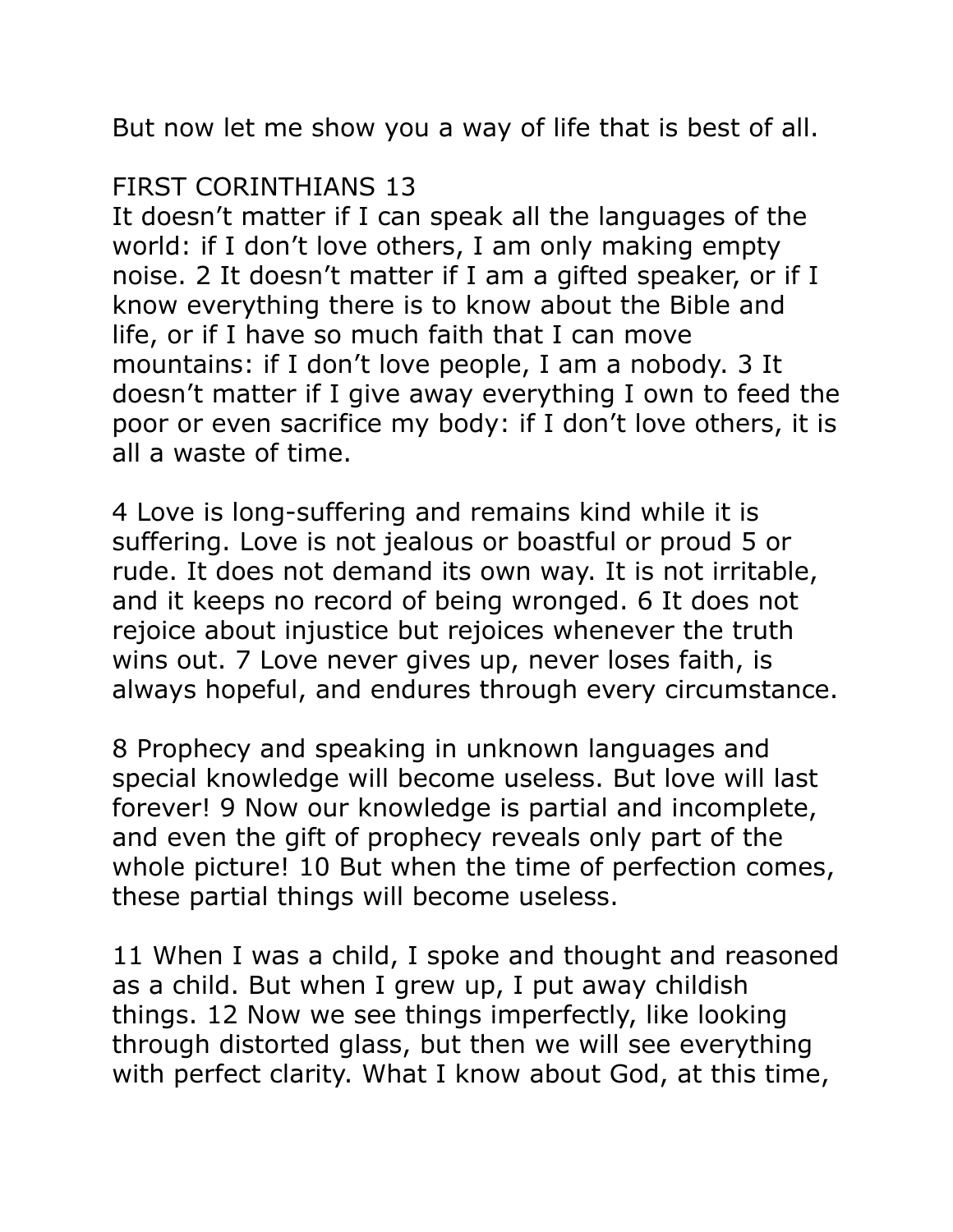But now let me show you a way of life that is best of all.

FIRST CORINTHIANS 13

It doesn't matter if I can speak all the languages of the world: if I don't love others, I am only making empty noise. 2 It doesn't matter if I am a gifted speaker, or if I know everything there is to know about the Bible and life, or if I have so much faith that I can move mountains: if I don't love people, I am a nobody. 3 It doesn't matter if I give away everything I own to feed the poor or even sacrifice my body: if I don't love others, it is all a waste of time.

4 Love is long-suffering and remains kind while it is suffering. Love is not jealous or boastful or proud 5 or rude. It does not demand its own way. It is not irritable, and it keeps no record of being wronged. 6 It does not rejoice about injustice but rejoices whenever the truth wins out. 7 Love never gives up, never loses faith, is always hopeful, and endures through every circumstance.

8 Prophecy and speaking in unknown languages and special knowledge will become useless. But love will last forever! 9 Now our knowledge is partial and incomplete, and even the gift of prophecy reveals only part of the whole picture! 10 But when the time of perfection comes, these partial things will become useless.

11 When I was a child, I spoke and thought and reasoned as a child. But when I grew up, I put away childish things. 12 Now we see things imperfectly, like looking through distorted glass, but then we will see everything with perfect clarity. What I know about God, at this time,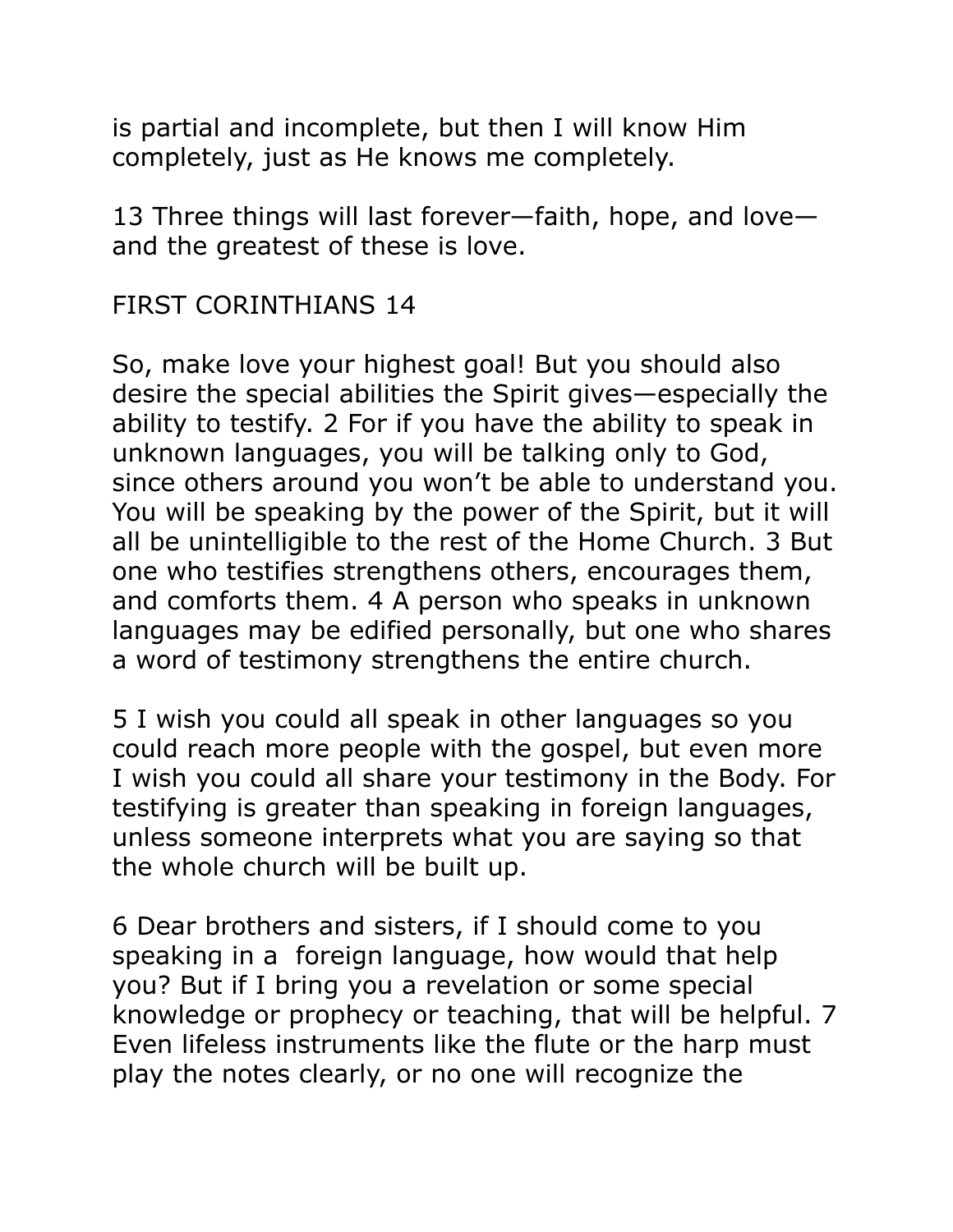is partial and incomplete, but then I will know Him completely, just as He knows me completely.

13 Three things will last forever—faith, hope, and love—and the greatest of these is love.

## FIRST CORINTHIANS 14

So, make love your highest goal! But you should also desire the special abilities the Spirit gives—especially the ability to testify. 2 For if you have the ability to speak in unknown languages, you will be talking only to God, since others around you won't be able to understand you. You will be speaking by the power of the Spirit, but it will all be unintelligible to the rest of the Home Church. 3 But one who testifies strengthens others, encourages them, and comforts them. 4 A person who speaks in unknown languages may be edified personally, but one who shares a word of testimony strengthens the entire church.

5 I wish you could all speak in other languages so you could reach more people with the gospel, but even more I wish you could all share your testimony in the Body. For testifying is greater than speaking in foreign languages, unless someone interprets what you are saying so that the whole church will be built up.

6 Dear brothers and sisters, if I should come to you speaking in a foreign language, how would that help you? But if I bring you a revelation or some special knowledge or prophecy or teaching, that will be helpful. 7 Even lifeless instruments like the flute or the harp must play the notes clearly, or no one will recognize the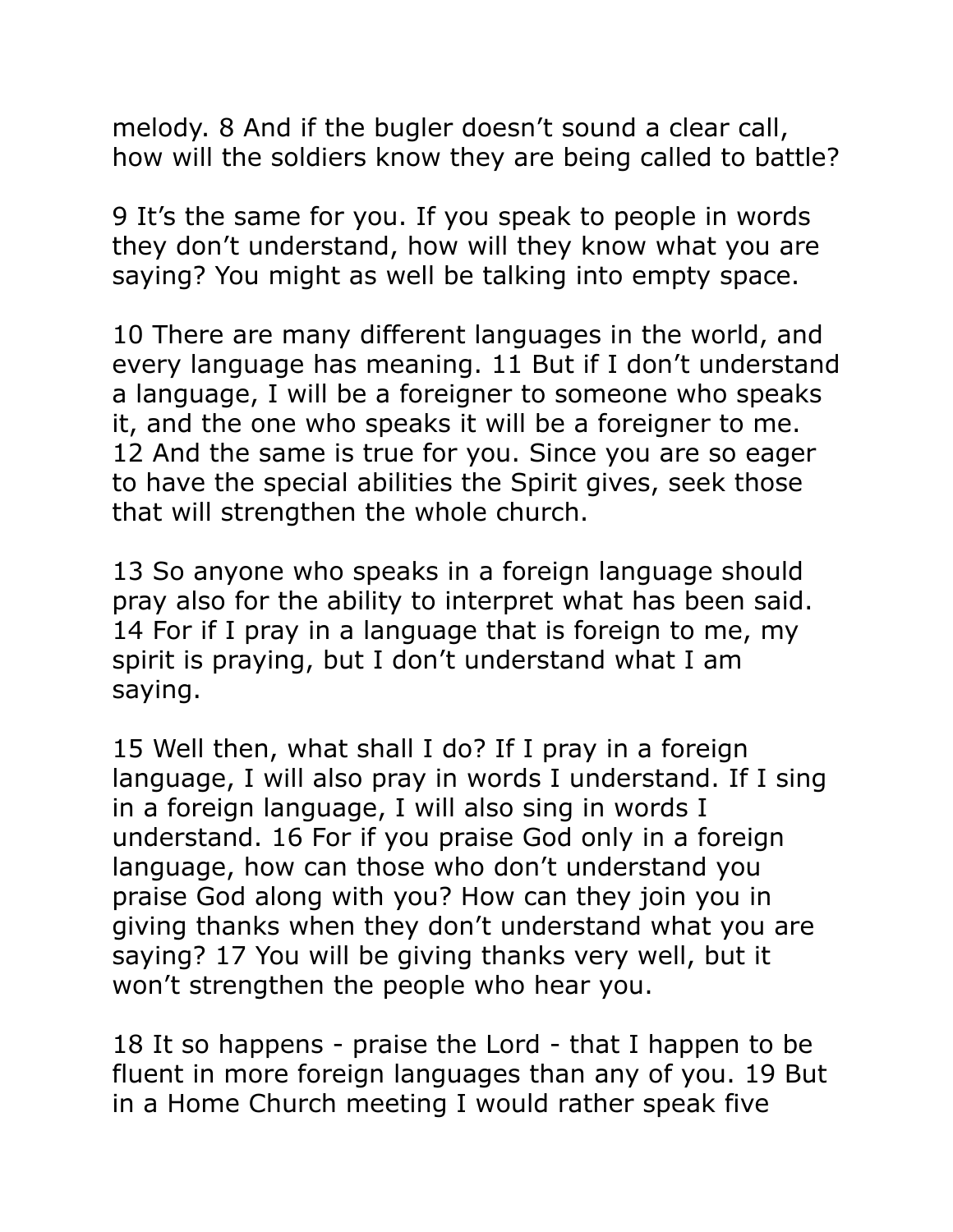melody. 8 And if the bugler doesn't sound a clear call, how will the soldiers know they are being called to battle?

9 It's the same for you. If you speak to people in words they don't understand, how will they know what you are saying? You might as well be talking into empty space.

10 There are many different languages in the world, and every language has meaning. 11 But if I don't understand a language, I will be a foreigner to someone who speaks it, and the one who speaks it will be a foreigner to me. 12 And the same is true for you. Since you are so eager to have the special abilities the Spirit gives, seek those that will strengthen the whole church.

13 So anyone who speaks in a foreign language should pray also for the ability to interpret what has been said. 14 For if I pray in a language that is foreign to me, my spirit is praying, but I don't understand what I am saying.

15 Well then, what shall I do? If I pray in a foreign language, I will also pray in words I understand. If I sing in a foreign language, I will also sing in words I understand. 16 For if you praise God only in a foreign language, how can those who don't understand you praise God along with you? How can they join you in giving thanks when they don't understand what you are saying? 17 You will be giving thanks very well, but it won't strengthen the people who hear you.

18 It so happens - praise the Lord - that I happen to be fluent in more foreign languages than any of you. 19 But in a Home Church meeting I would rather speak five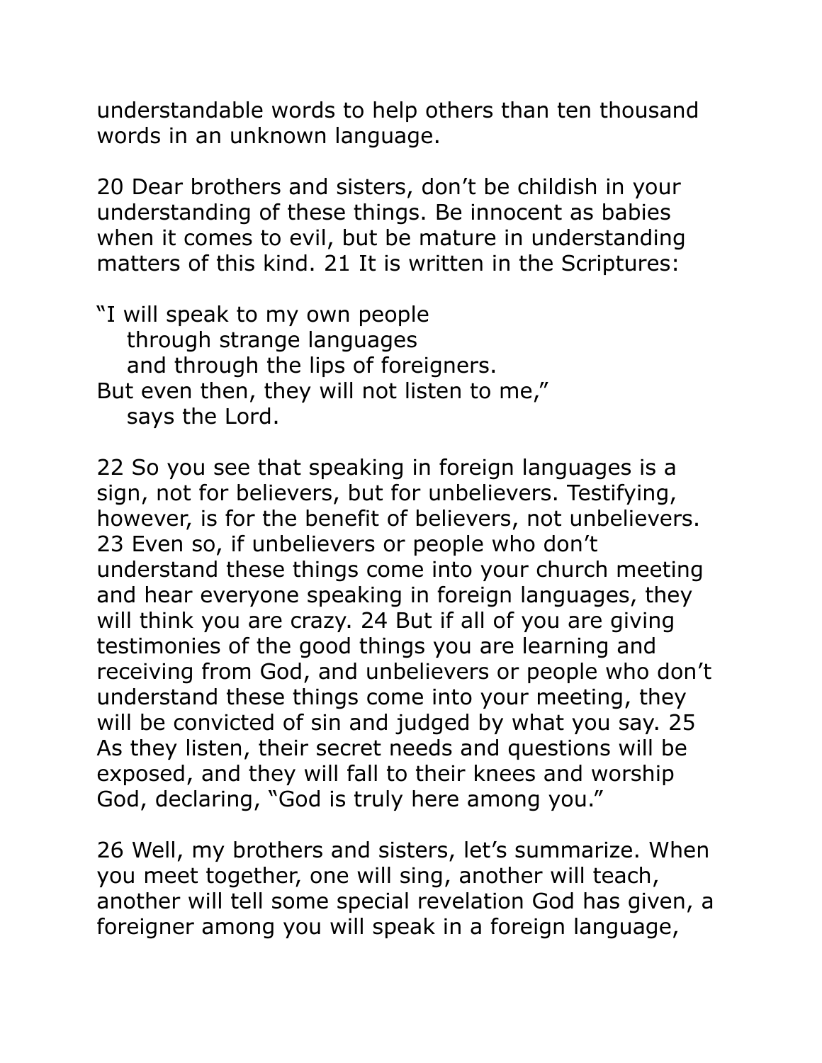understandable words to help others than ten thousand words in an unknown language.

20 Dear brothers and sisters, don't be childish in your understanding of these things. Be innocent as babies when it comes to evil, but be mature in understanding matters of this kind. 21 It is written in the Scriptures:

"I will speak to my own people
   through strange languages
   and through the lips of foreigners.
But even then, they will not listen to me,"
   says the Lord.

22 So you see that speaking in foreign languages is a sign, not for believers, but for unbelievers. Testifying, however, is for the benefit of believers, not unbelievers. 23 Even so, if unbelievers or people who don't understand these things come into your church meeting and hear everyone speaking in foreign languages, they will think you are crazy. 24 But if all of you are giving testimonies of the good things you are learning and receiving from God, and unbelievers or people who don't understand these things come into your meeting, they will be convicted of sin and judged by what you say. 25 As they listen, their secret needs and questions will be exposed, and they will fall to their knees and worship God, declaring, "God is truly here among you."

26 Well, my brothers and sisters, let's summarize. When you meet together, one will sing, another will teach, another will tell some special revelation God has given, a foreigner among you will speak in a foreign language,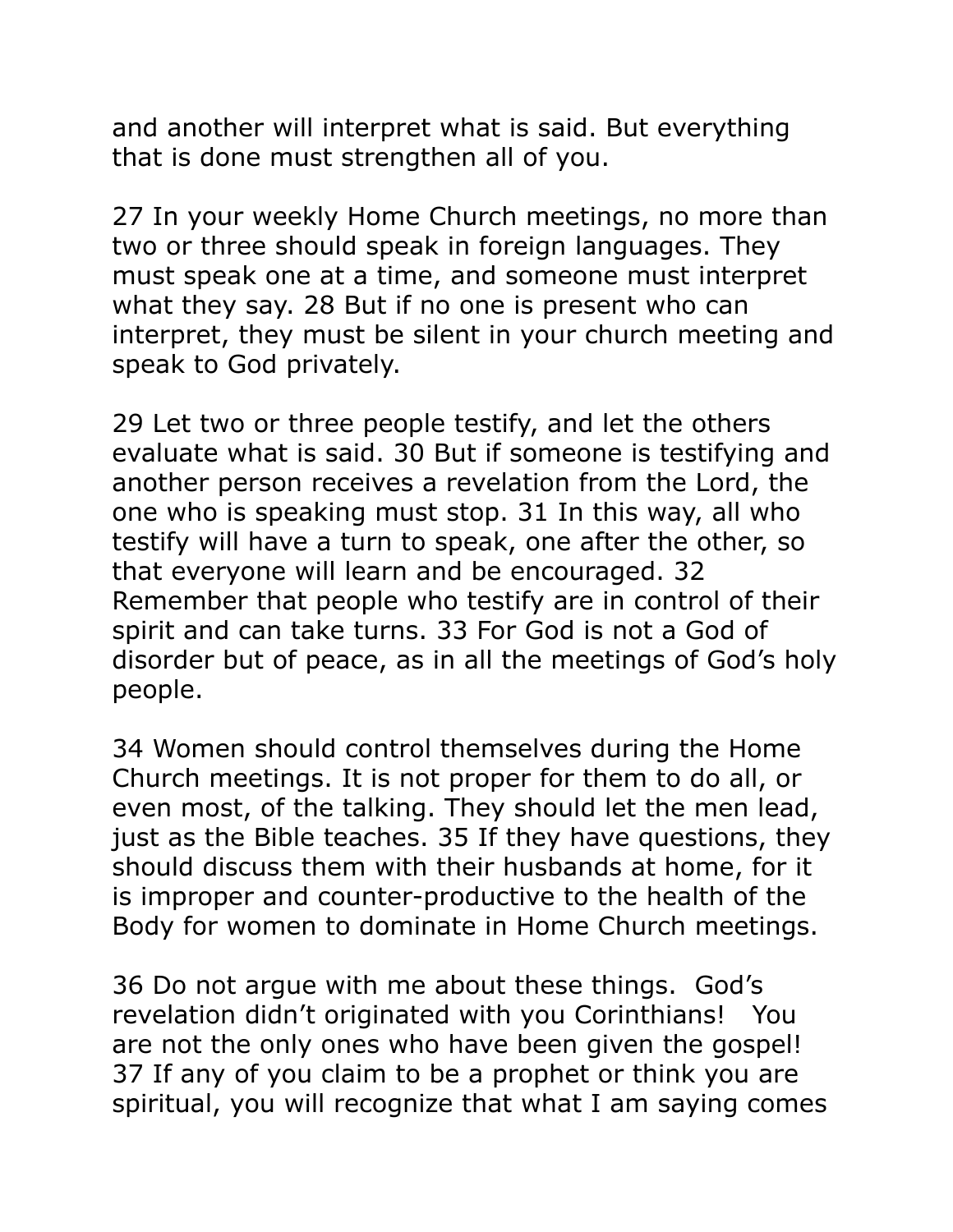and another will interpret what is said. But everything that is done must strengthen all of you.

27 In your weekly Home Church meetings, no more than two or three should speak in foreign languages. They must speak one at a time, and someone must interpret what they say. 28 But if no one is present who can interpret, they must be silent in your church meeting and speak to God privately.

29 Let two or three people testify, and let the others evaluate what is said. 30 But if someone is testifying and another person receives a revelation from the Lord, the one who is speaking must stop. 31 In this way, all who testify will have a turn to speak, one after the other, so that everyone will learn and be encouraged. 32 Remember that people who testify are in control of their spirit and can take turns. 33 For God is not a God of disorder but of peace, as in all the meetings of God's holy people.

34 Women should control themselves during the Home Church meetings. It is not proper for them to do all, or even most, of the talking. They should let the men lead, just as the Bible teaches. 35 If they have questions, they should discuss them with their husbands at home, for it is improper and counter-productive to the health of the Body for women to dominate in Home Church meetings.

36 Do not argue with me about these things. God's revelation didn't originated with you Corinthians! You are not the only ones who have been given the gospel! 37 If any of you claim to be a prophet or think you are spiritual, you will recognize that what I am saying comes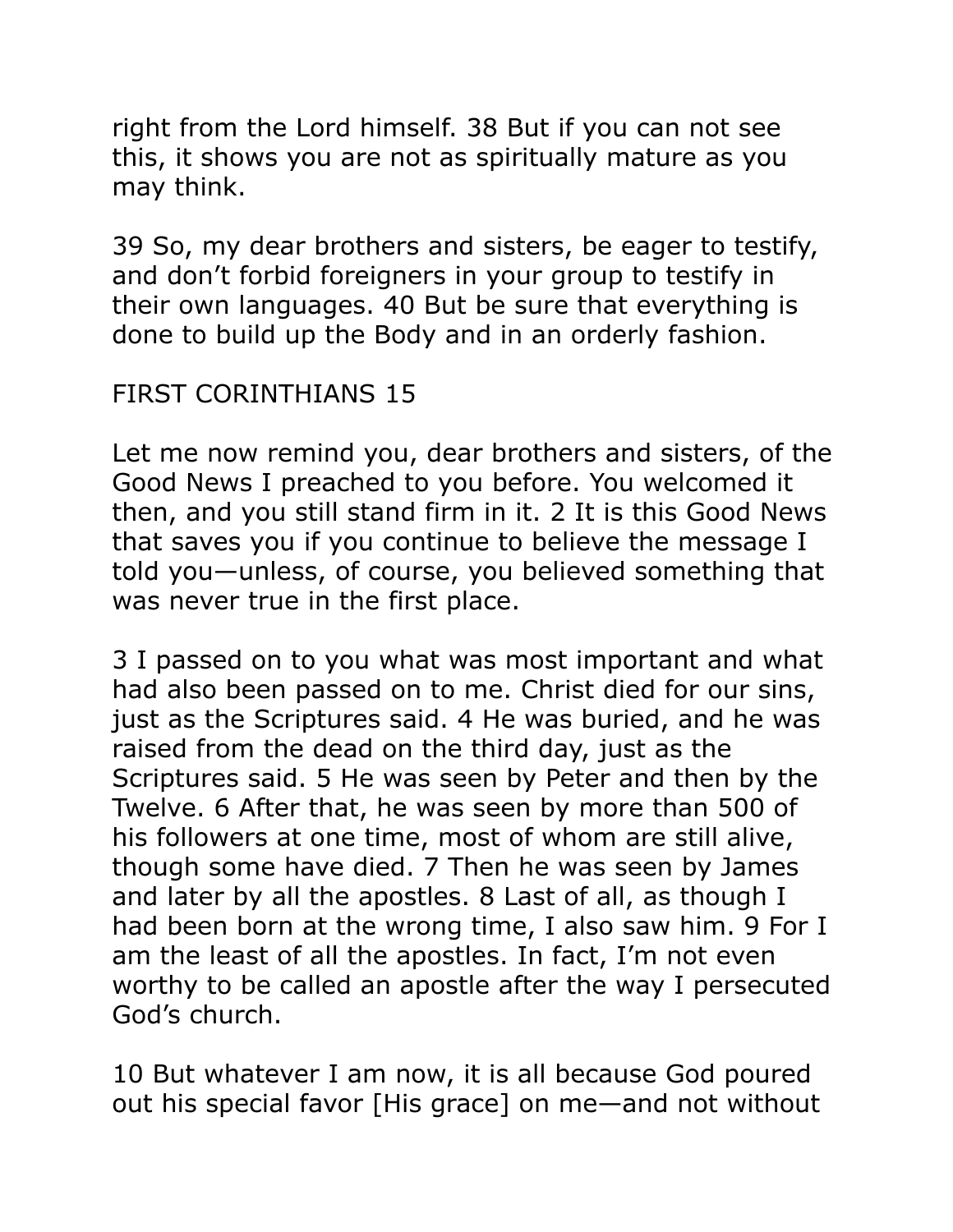right from the Lord himself. 38 But if you can not see this, it shows you are not as spiritually mature as you may think.

39 So, my dear brothers and sisters, be eager to testify, and don't forbid foreigners in your group to testify in their own languages. 40 But be sure that everything is done to build up the Body and in an orderly fashion.

## FIRST CORINTHIANS 15

Let me now remind you, dear brothers and sisters, of the Good News I preached to you before. You welcomed it then, and you still stand firm in it. 2 It is this Good News that saves you if you continue to believe the message I told you—unless, of course, you believed something that was never true in the first place.

3 I passed on to you what was most important and what had also been passed on to me. Christ died for our sins, just as the Scriptures said. 4 He was buried, and he was raised from the dead on the third day, just as the Scriptures said. 5 He was seen by Peter and then by the Twelve. 6 After that, he was seen by more than 500 of his followers at one time, most of whom are still alive, though some have died. 7 Then he was seen by James and later by all the apostles. 8 Last of all, as though I had been born at the wrong time, I also saw him. 9 For I am the least of all the apostles. In fact, I'm not even worthy to be called an apostle after the way I persecuted God's church.

10 But whatever I am now, it is all because God poured out his special favor [His grace] on me—and not without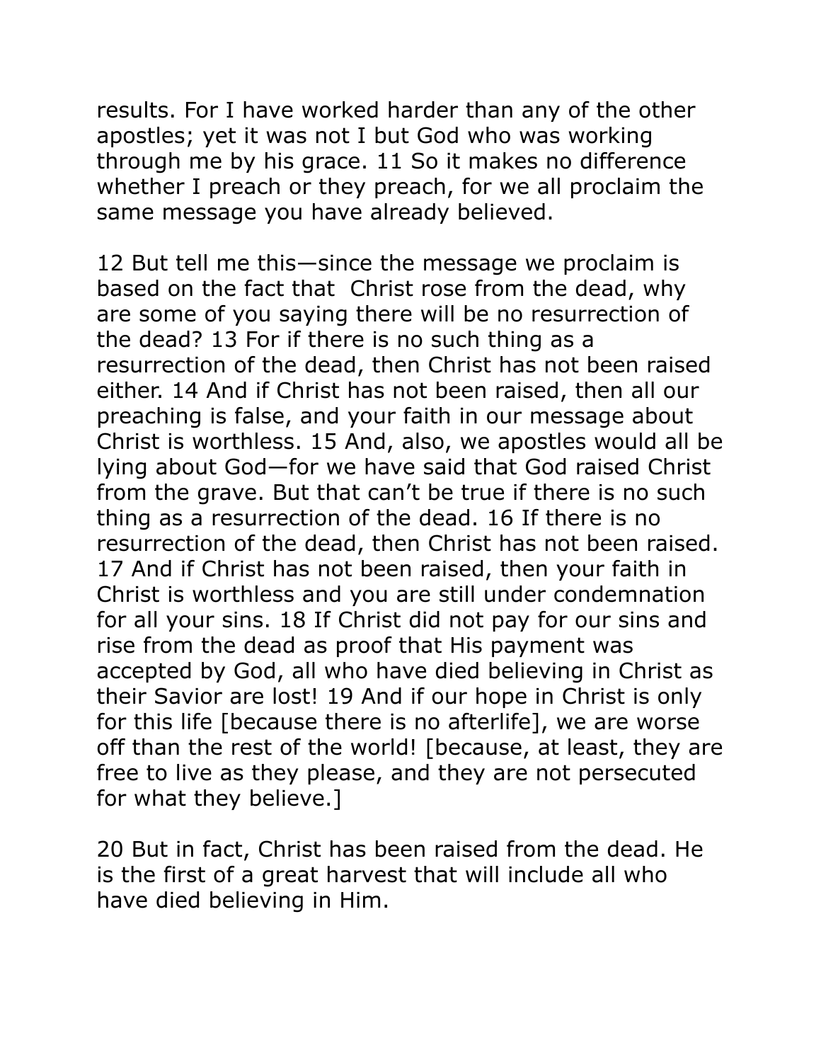results. For I have worked harder than any of the other apostles; yet it was not I but God who was working through me by his grace. 11 So it makes no difference whether I preach or they preach, for we all proclaim the same message you have already believed.

12 But tell me this—since the message we proclaim is based on the fact that Christ rose from the dead, why are some of you saying there will be no resurrection of the dead? 13 For if there is no such thing as a resurrection of the dead, then Christ has not been raised either. 14 And if Christ has not been raised, then all our preaching is false, and your faith in our message about Christ is worthless. 15 And, also, we apostles would all be lying about God—for we have said that God raised Christ from the grave. But that can't be true if there is no such thing as a resurrection of the dead. 16 If there is no resurrection of the dead, then Christ has not been raised. 17 And if Christ has not been raised, then your faith in Christ is worthless and you are still under condemnation for all your sins. 18 If Christ did not pay for our sins and rise from the dead as proof that His payment was accepted by God, all who have died believing in Christ as their Savior are lost! 19 And if our hope in Christ is only for this life [because there is no afterlife], we are worse off than the rest of the world! [because, at least, they are free to live as they please, and they are not persecuted for what they believe.]

20 But in fact, Christ has been raised from the dead. He is the first of a great harvest that will include all who have died believing in Him.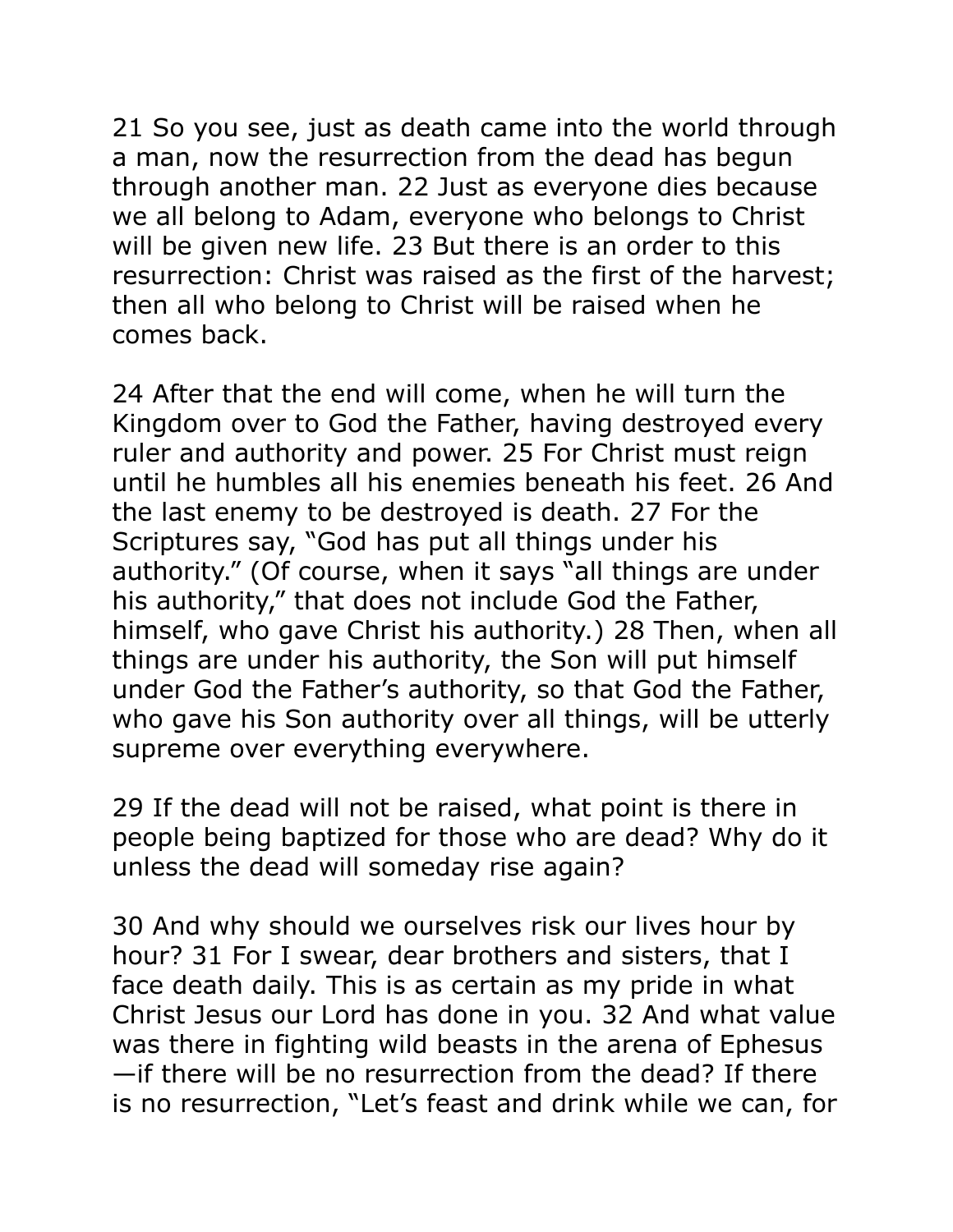21 So you see, just as death came into the world through a man, now the resurrection from the dead has begun through another man. 22 Just as everyone dies because we all belong to Adam, everyone who belongs to Christ will be given new life. 23 But there is an order to this resurrection: Christ was raised as the first of the harvest; then all who belong to Christ will be raised when he comes back.

24 After that the end will come, when he will turn the Kingdom over to God the Father, having destroyed every ruler and authority and power. 25 For Christ must reign until he humbles all his enemies beneath his feet. 26 And the last enemy to be destroyed is death. 27 For the Scriptures say, "God has put all things under his authority." (Of course, when it says "all things are under his authority," that does not include God the Father, himself, who gave Christ his authority.) 28 Then, when all things are under his authority, the Son will put himself under God the Father's authority, so that God the Father, who gave his Son authority over all things, will be utterly supreme over everything everywhere.

29 If the dead will not be raised, what point is there in people being baptized for those who are dead? Why do it unless the dead will someday rise again?

30 And why should we ourselves risk our lives hour by hour? 31 For I swear, dear brothers and sisters, that I face death daily. This is as certain as my pride in what Christ Jesus our Lord has done in you. 32 And what value was there in fighting wild beasts in the arena of Ephesus—if there will be no resurrection from the dead? If there is no resurrection, "Let's feast and drink while we can, for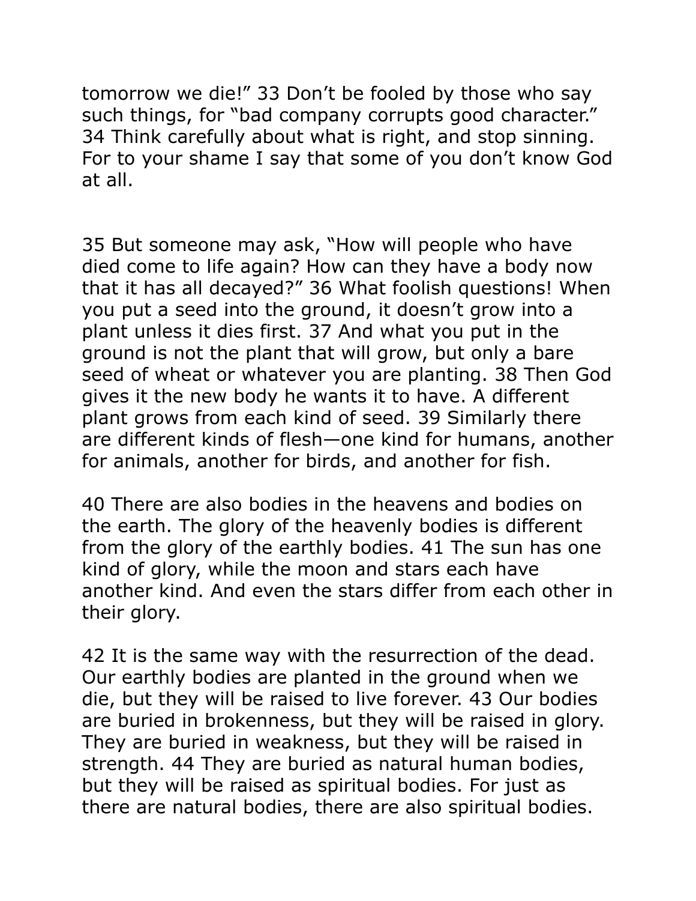tomorrow we die!" 33 Don't be fooled by those who say such things, for "bad company corrupts good character." 34 Think carefully about what is right, and stop sinning. For to your shame I say that some of you don't know God at all.

35 But someone may ask, "How will people who have died come to life again? How can they have a body now that it has all decayed?" 36 What foolish questions! When you put a seed into the ground, it doesn't grow into a plant unless it dies first. 37 And what you put in the ground is not the plant that will grow, but only a bare seed of wheat or whatever you are planting. 38 Then God gives it the new body he wants it to have. A different plant grows from each kind of seed. 39 Similarly there are different kinds of flesh—one kind for humans, another for animals, another for birds, and another for fish.

40 There are also bodies in the heavens and bodies on the earth. The glory of the heavenly bodies is different from the glory of the earthly bodies. 41 The sun has one kind of glory, while the moon and stars each have another kind. And even the stars differ from each other in their glory.

42 It is the same way with the resurrection of the dead. Our earthly bodies are planted in the ground when we die, but they will be raised to live forever. 43 Our bodies are buried in brokenness, but they will be raised in glory. They are buried in weakness, but they will be raised in strength. 44 They are buried as natural human bodies, but they will be raised as spiritual bodies. For just as there are natural bodies, there are also spiritual bodies.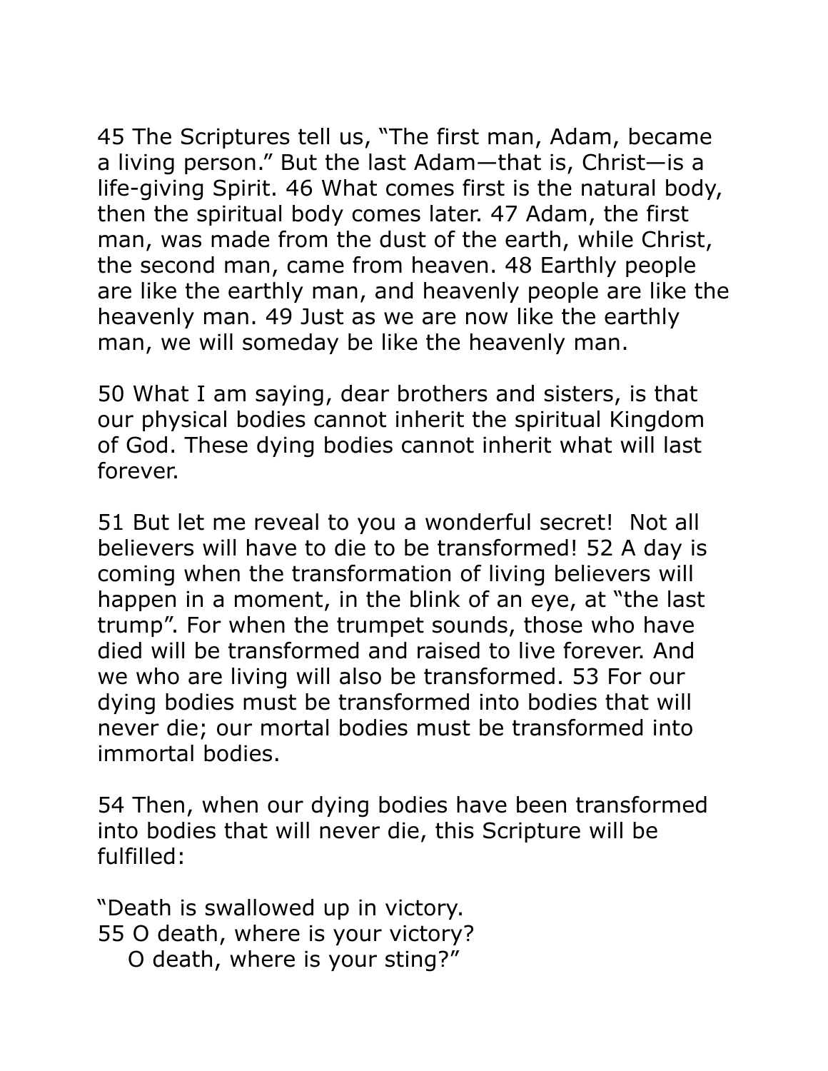45 The Scriptures tell us, “The first man, Adam, became a living person.” But the last Adam—that is, Christ—is a life-giving Spirit. 46 What comes first is the natural body, then the spiritual body comes later. 47 Adam, the first man, was made from the dust of the earth, while Christ, the second man, came from heaven. 48 Earthly people are like the earthly man, and heavenly people are like the heavenly man. 49 Just as we are now like the earthly man, we will someday be like the heavenly man.

50 What I am saying, dear brothers and sisters, is that our physical bodies cannot inherit the spiritual Kingdom of God. These dying bodies cannot inherit what will last forever.

51 But let me reveal to you a wonderful secret!  Not all believers will have to die to be transformed! 52 A day is coming when the transformation of living believers will happen in a moment, in the blink of an eye, at “the last trump”. For when the trumpet sounds, those who have died will be transformed and raised to live forever. And we who are living will also be transformed. 53 For our dying bodies must be transformed into bodies that will never die; our mortal bodies must be transformed into immortal bodies.

54 Then, when our dying bodies have been transformed into bodies that will never die, this Scripture will be fulfilled:

“Death is swallowed up in victory.  
55 O death, where is your victory?  
   O death, where is your sting?”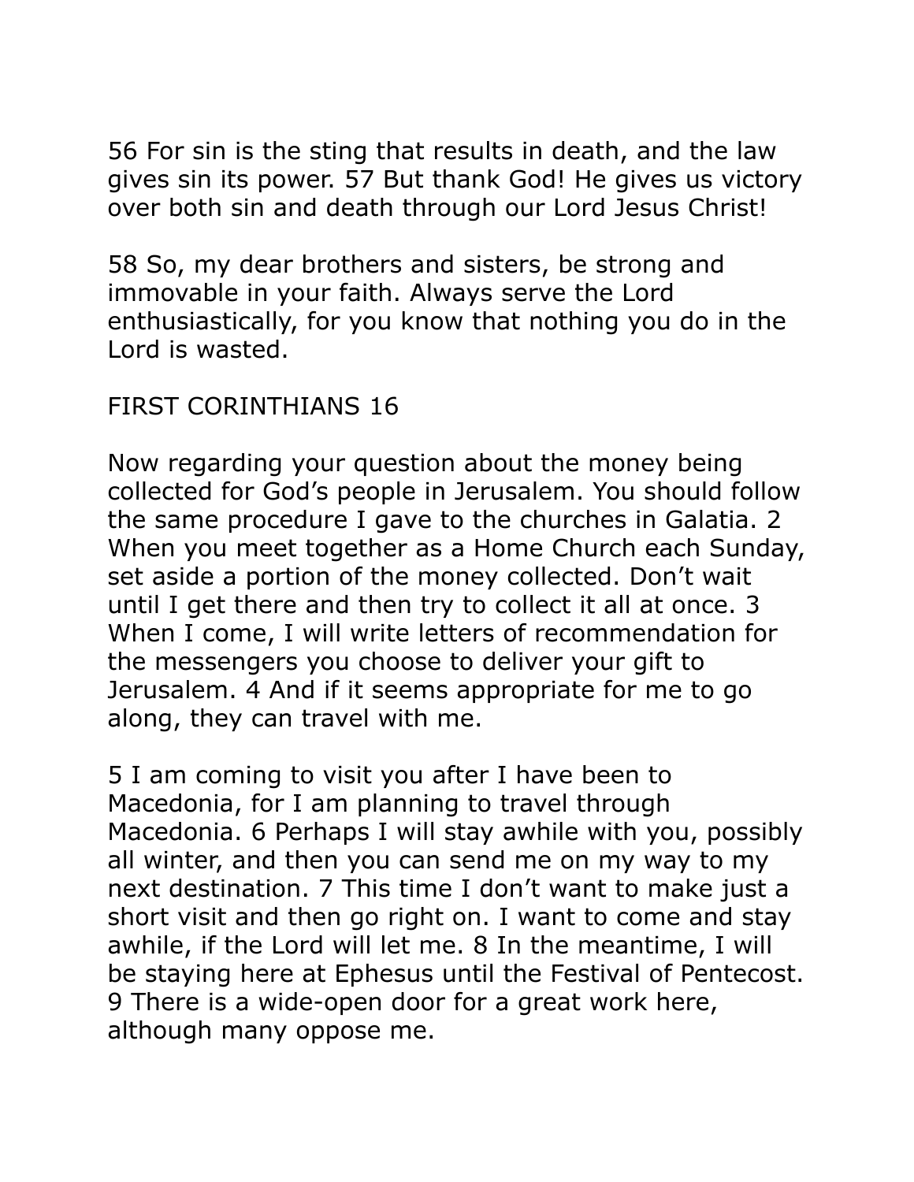56 For sin is the sting that results in death, and the law gives sin its power. 57 But thank God! He gives us victory over both sin and death through our Lord Jesus Christ!

58 So, my dear brothers and sisters, be strong and immovable in your faith. Always serve the Lord enthusiastically, for you know that nothing you do in the Lord is wasted.

## FIRST CORINTHIANS 16

Now regarding your question about the money being collected for God's people in Jerusalem. You should follow the same procedure I gave to the churches in Galatia. 2 When you meet together as a Home Church each Sunday, set aside a portion of the money collected. Don't wait until I get there and then try to collect it all at once. 3 When I come, I will write letters of recommendation for the messengers you choose to deliver your gift to Jerusalem. 4 And if it seems appropriate for me to go along, they can travel with me.

5 I am coming to visit you after I have been to Macedonia, for I am planning to travel through Macedonia. 6 Perhaps I will stay awhile with you, possibly all winter, and then you can send me on my way to my next destination. 7 This time I don't want to make just a short visit and then go right on. I want to come and stay awhile, if the Lord will let me. 8 In the meantime, I will be staying here at Ephesus until the Festival of Pentecost. 9 There is a wide-open door for a great work here, although many oppose me.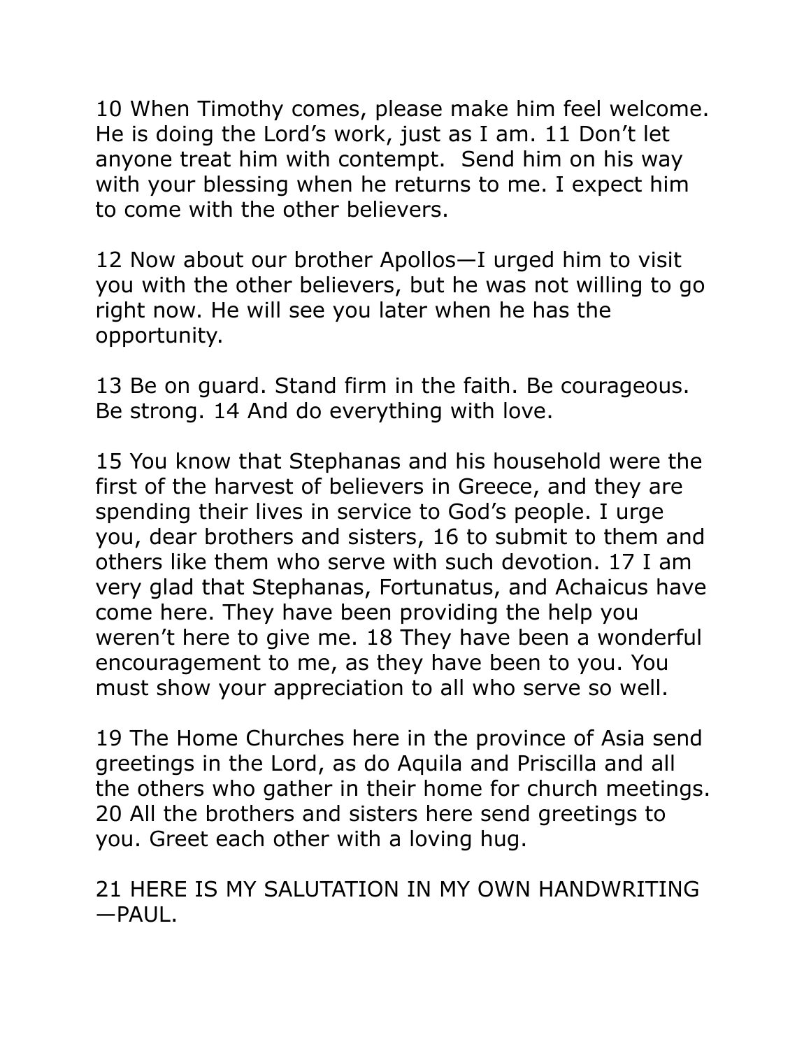10 When Timothy comes, please make him feel welcome. He is doing the Lord's work, just as I am. 11 Don't let anyone treat him with contempt.  Send him on his way with your blessing when he returns to me. I expect him to come with the other believers.

12 Now about our brother Apollos—I urged him to visit you with the other believers, but he was not willing to go right now. He will see you later when he has the opportunity.

13 Be on guard. Stand firm in the faith. Be courageous. Be strong. 14 And do everything with love.

15 You know that Stephanas and his household were the first of the harvest of believers in Greece, and they are spending their lives in service to God's people. I urge you, dear brothers and sisters, 16 to submit to them and others like them who serve with such devotion. 17 I am very glad that Stephanas, Fortunatus, and Achaicus have come here. They have been providing the help you weren't here to give me. 18 They have been a wonderful encouragement to me, as they have been to you. You must show your appreciation to all who serve so well.

19 The Home Churches here in the province of Asia send greetings in the Lord, as do Aquila and Priscilla and all the others who gather in their home for church meetings. 20 All the brothers and sisters here send greetings to you. Greet each other with a loving hug.

21 HERE IS MY SALUTATION IN MY OWN HANDWRITING—PAUL.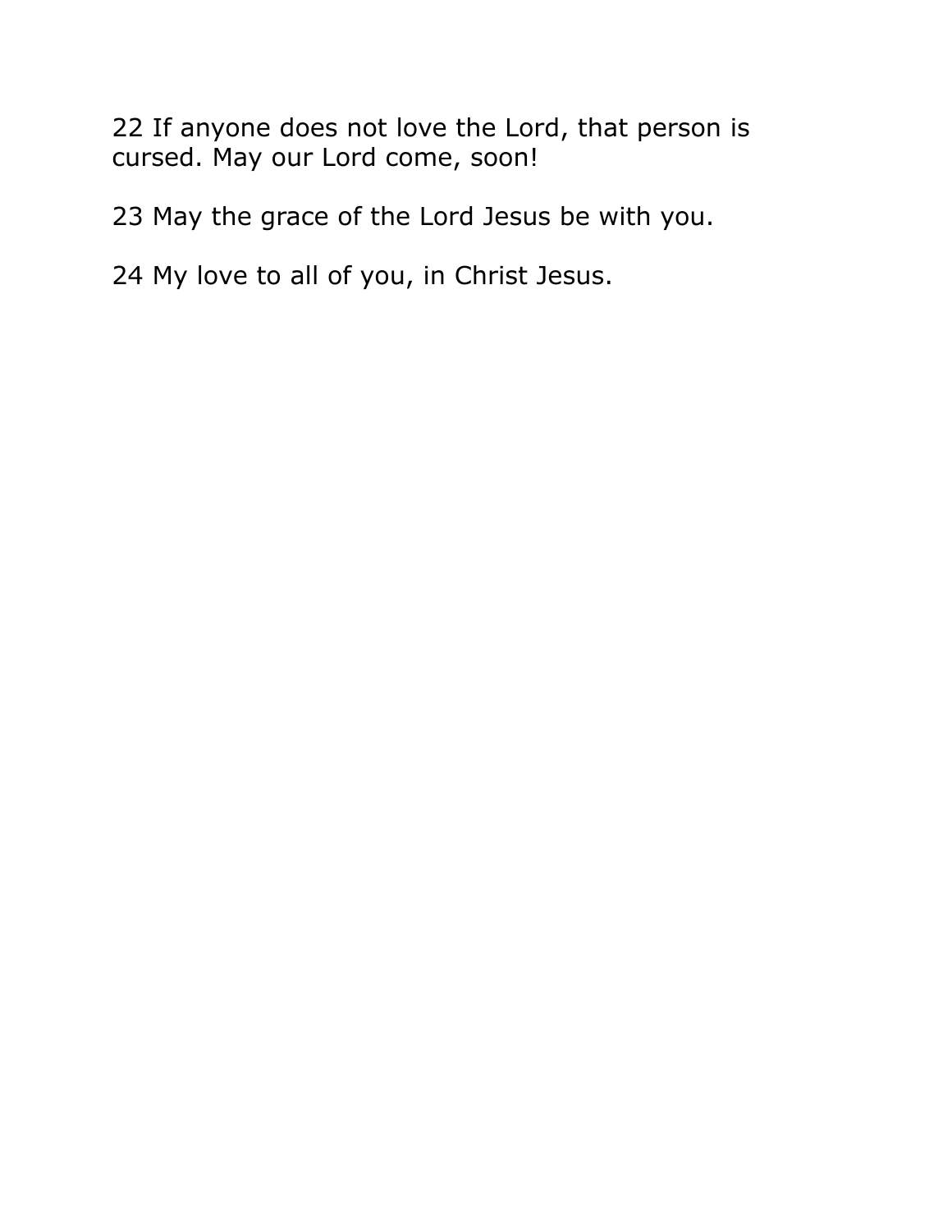22 If anyone does not love the Lord, that person is cursed. May our Lord come, soon!

23 May the grace of the Lord Jesus be with you.

24 My love to all of you, in Christ Jesus.